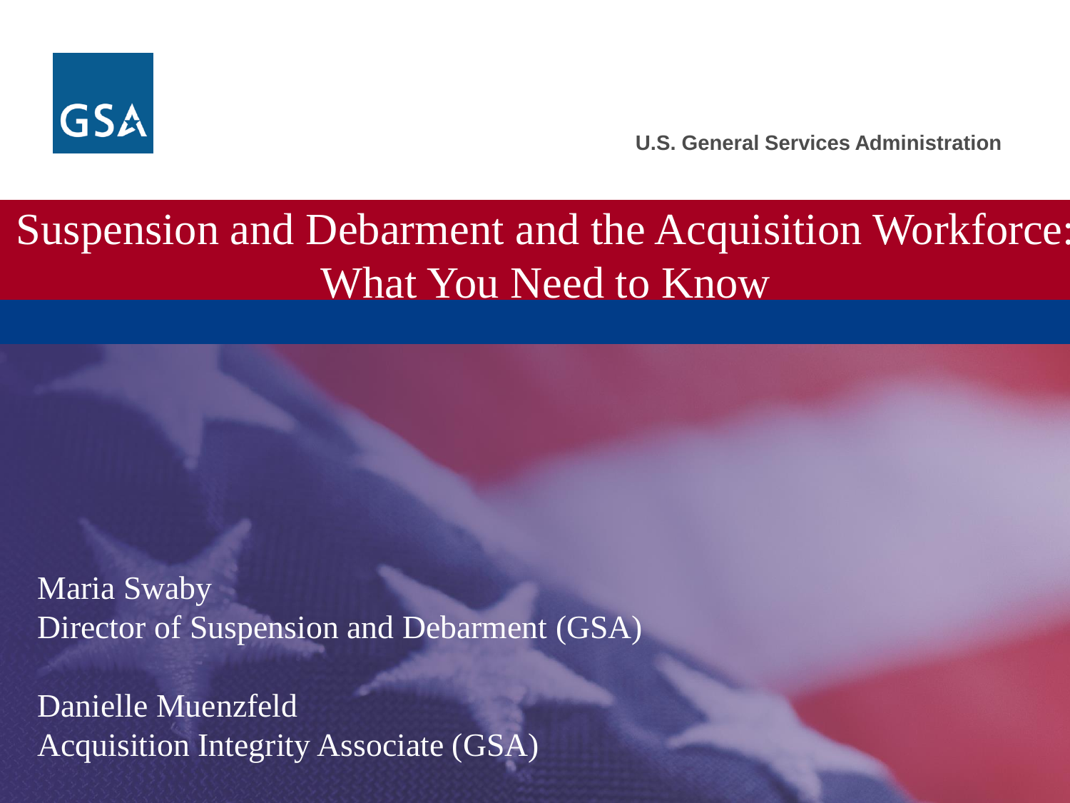GSA

U.S. General Services Administration

# Suspension and Debarment and the Acquisition Workforce: What You Need to Know

Maria Swaby
Director of Suspension and Debarment (GSA)

Danielle Muenzfeld
Acquisition Integrity Associate (GSA)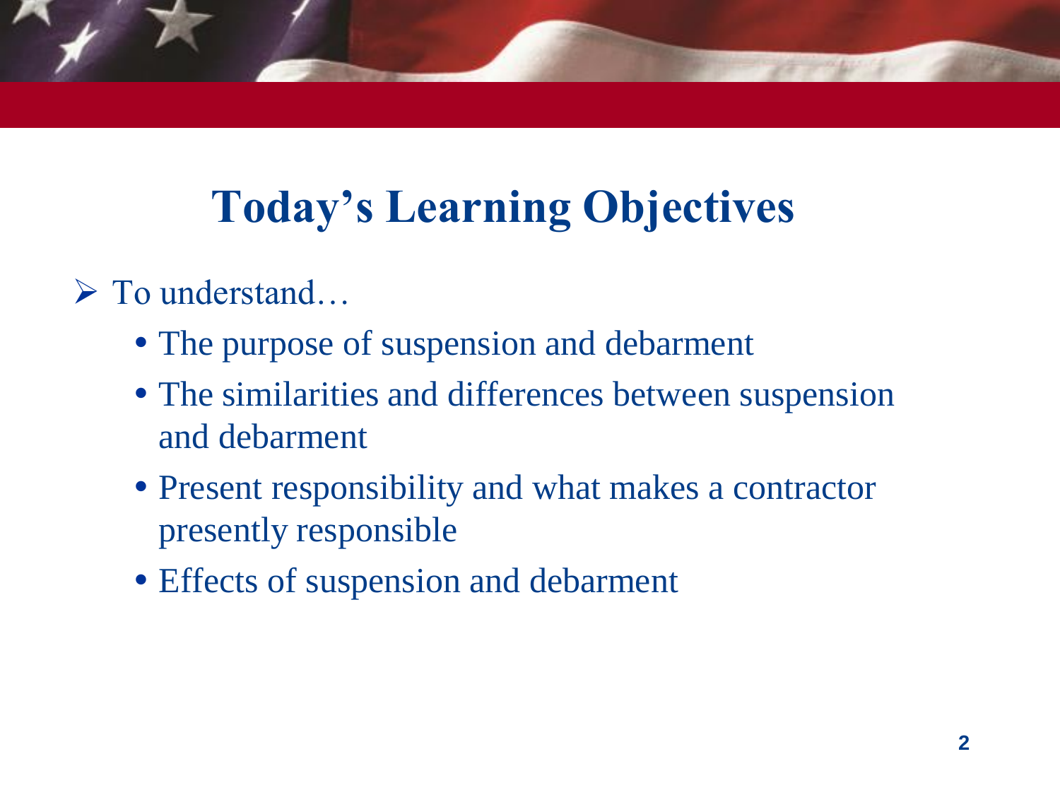# Today's Learning Objectives

- To understand…
  - The purpose of suspension and debarment
  - The similarities and differences between suspension and debarment
  - Present responsibility and what makes a contractor presently responsible
  - Effects of suspension and debarment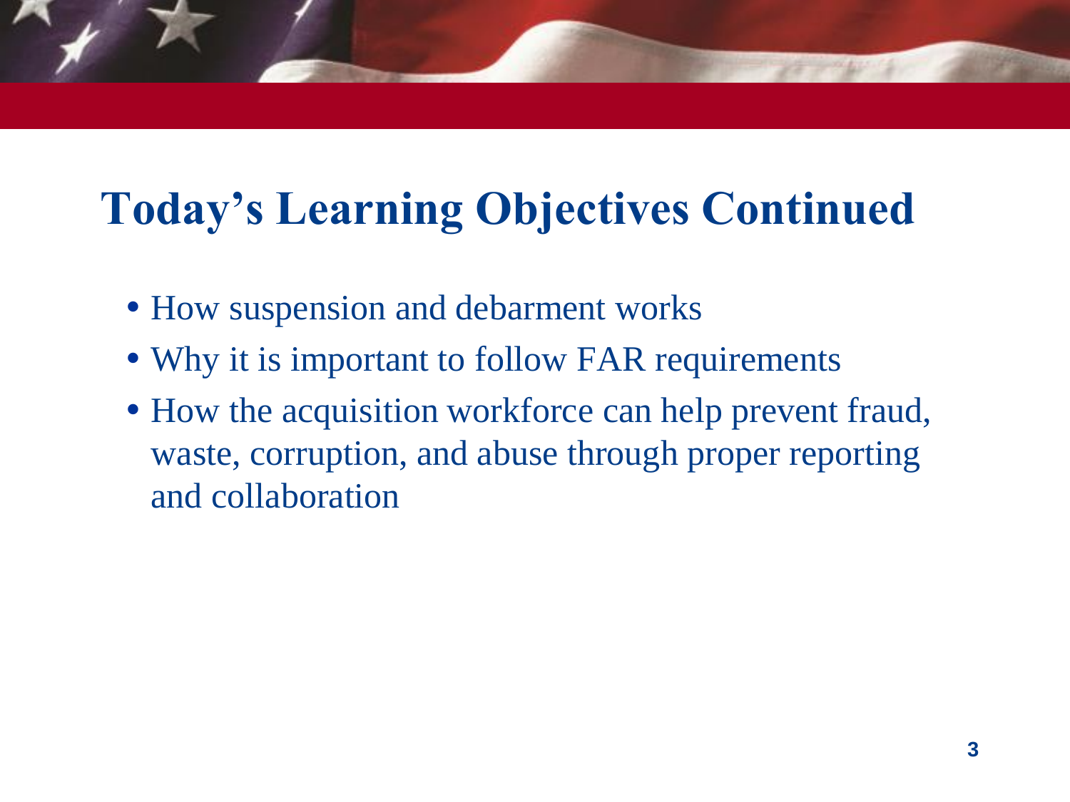# Today's Learning Objectives Continued

- How suspension and debarment works
- Why it is important to follow FAR requirements
- How the acquisition workforce can help prevent fraud, waste, corruption, and abuse through proper reporting and collaboration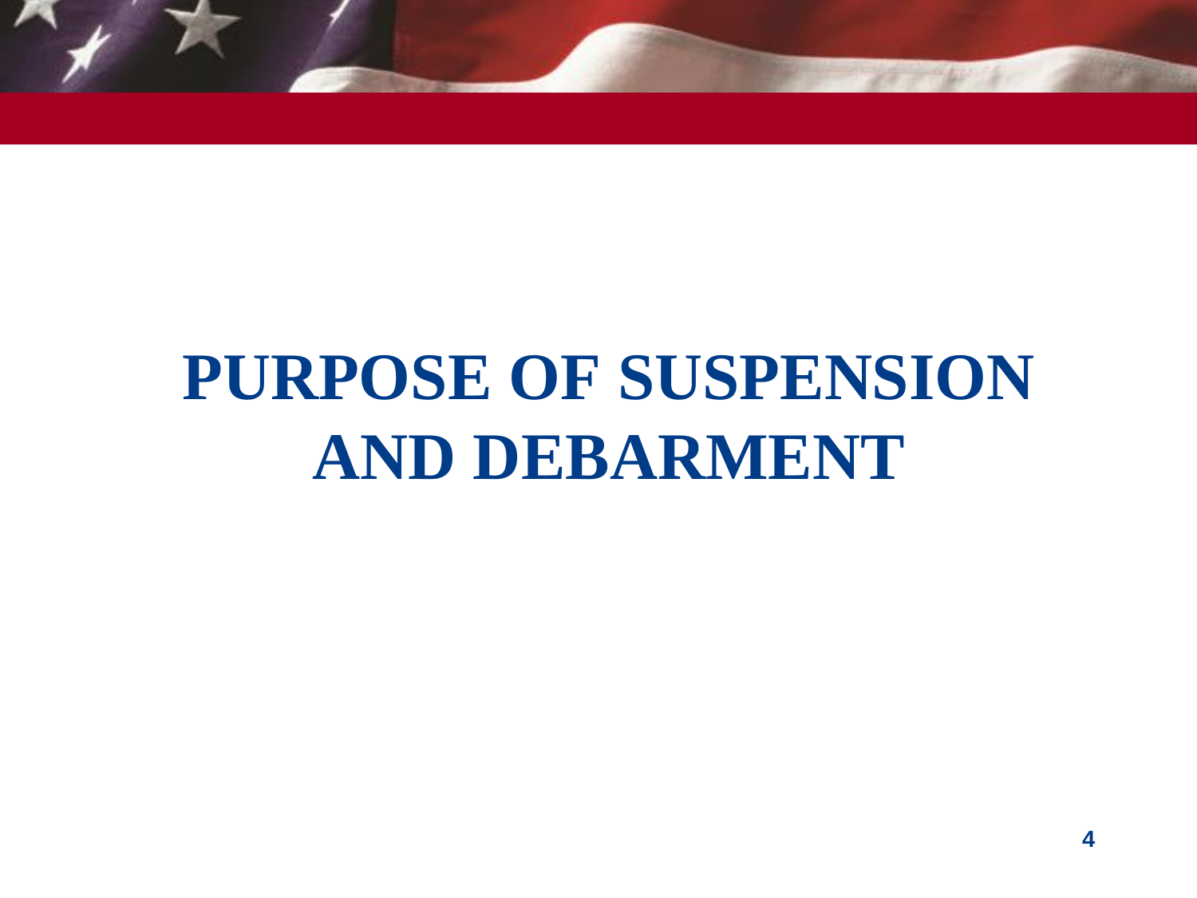# PURPOSE OF SUSPENSION AND DEBARMENT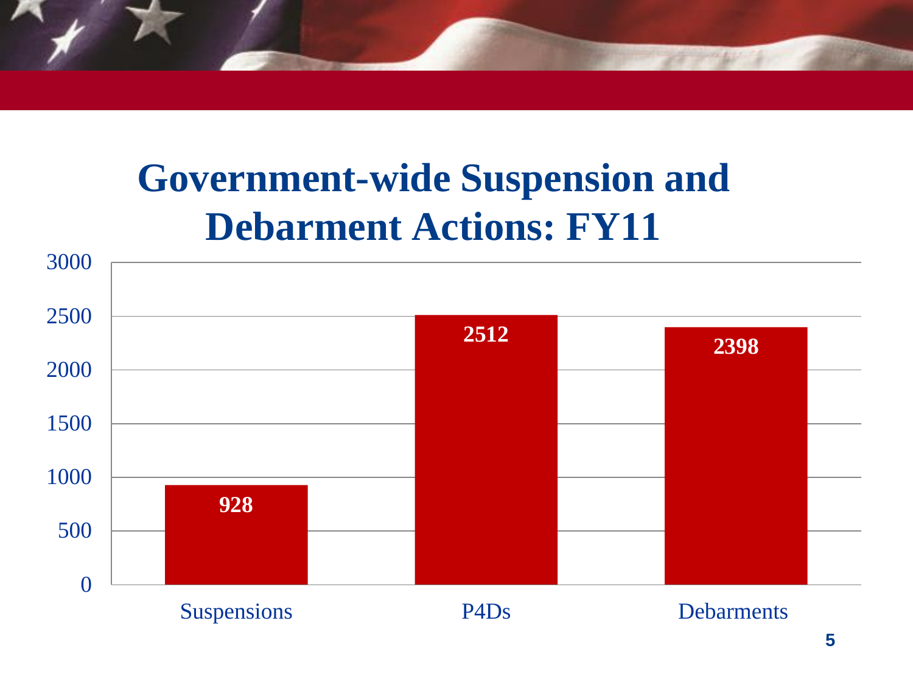# Government-wide Suspension and Debarment Actions: FY11

3000
2500
2000
1500
1000
500
0

928
2512
2398

Suspensions
P4Ds
Debarments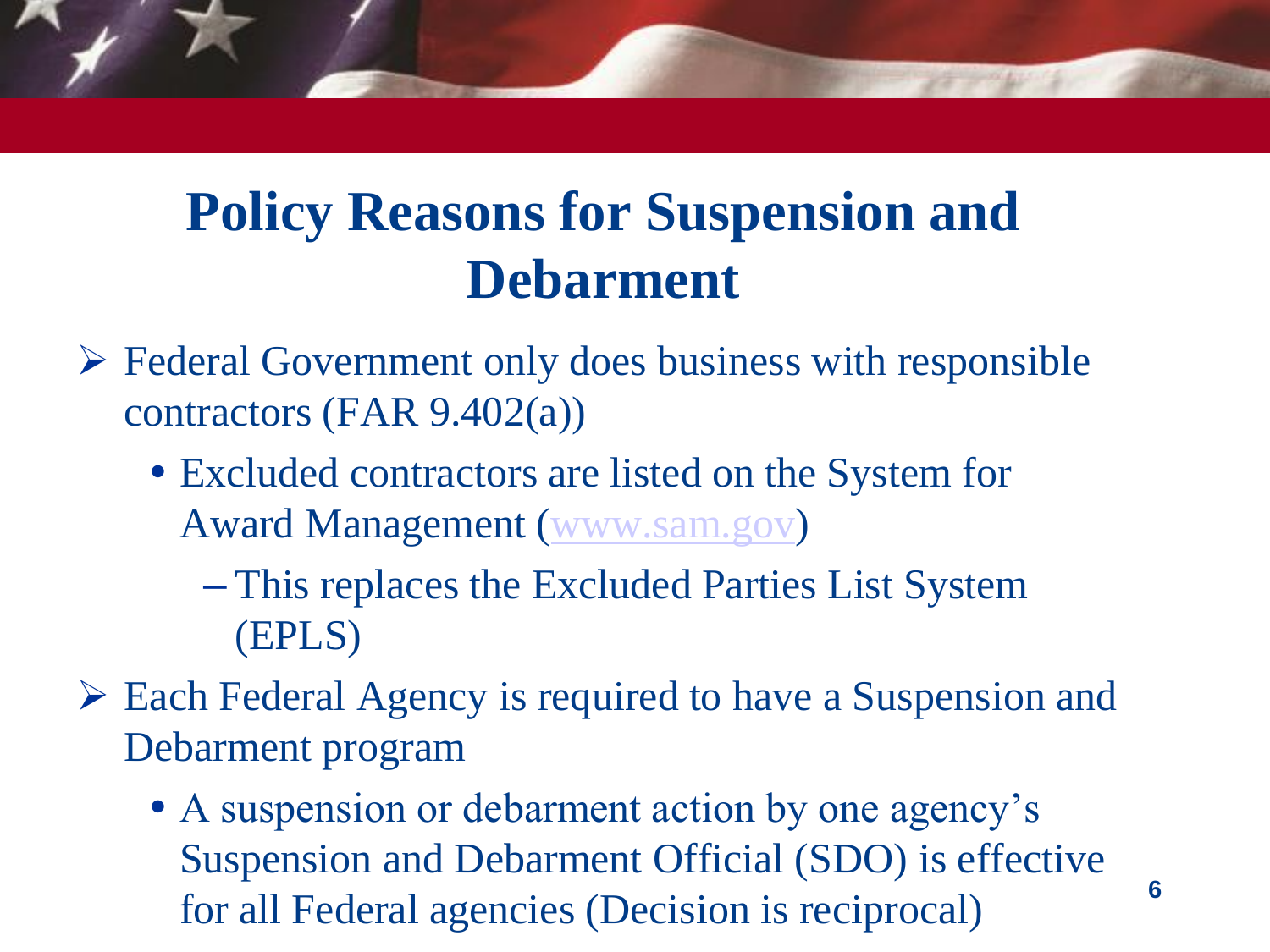# Policy Reasons for Suspension and Debarment

- Federal Government only does business with responsible contractors (FAR 9.402(a))
  - Excluded contractors are listed on the System for Award Management (www.sam.gov)
    - This replaces the Excluded Parties List System (EPLS)
- Each Federal Agency is required to have a Suspension and Debarment program
  - A suspension or debarment action by one agency's Suspension and Debarment Official (SDO) is effective for all Federal agencies (Decision is reciprocal)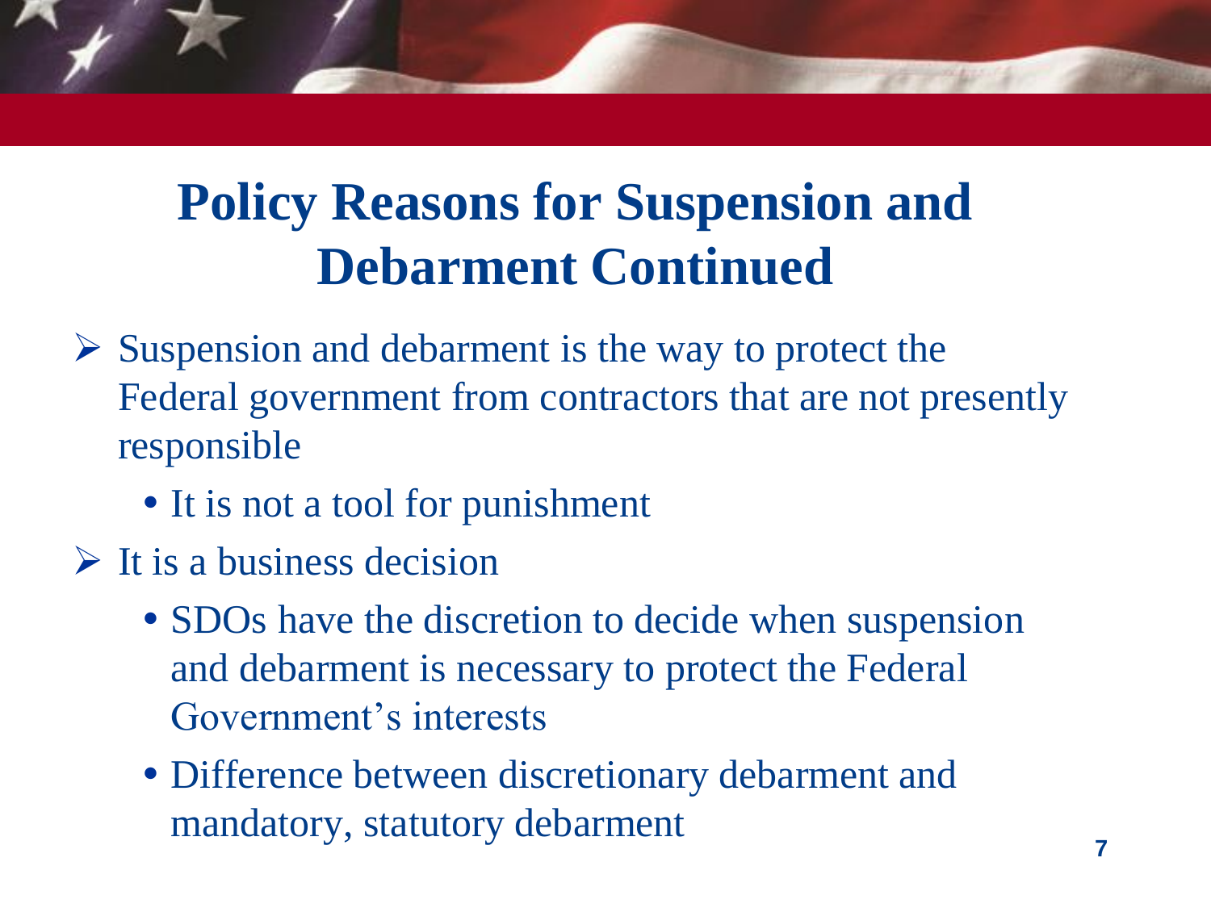# Policy Reasons for Suspension and Debarment Continued

- Suspension and debarment is the way to protect the Federal government from contractors that are not presently responsible
  - It is not a tool for punishment
- It is a business decision
  - SDOs have the discretion to decide when suspension and debarment is necessary to protect the Federal Government’s interests
  - Difference between discretionary debarment and mandatory, statutory debarment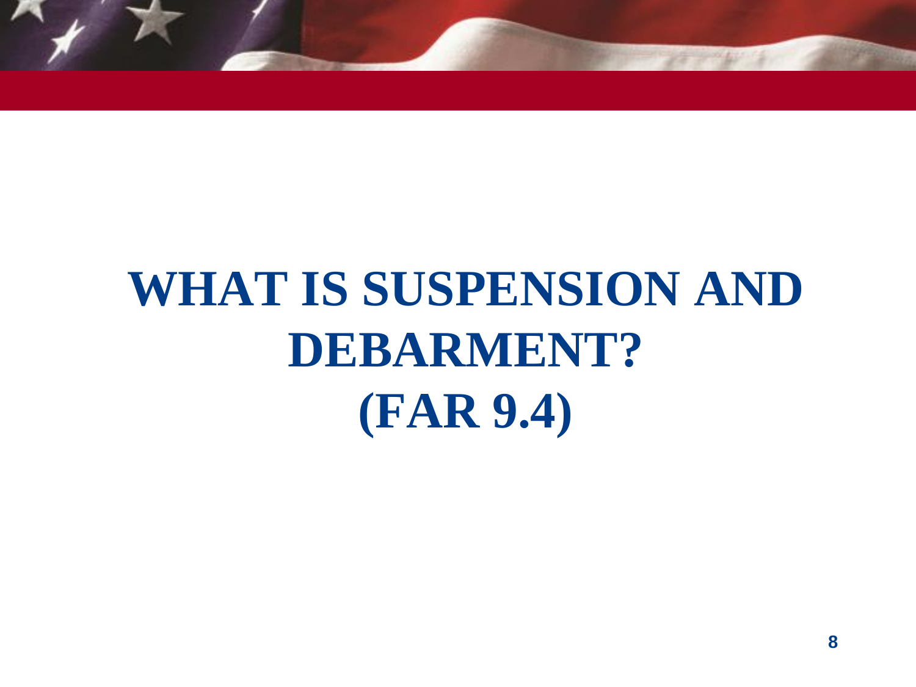# WHAT IS SUSPENSION AND DEBARMENT? (FAR 9.4)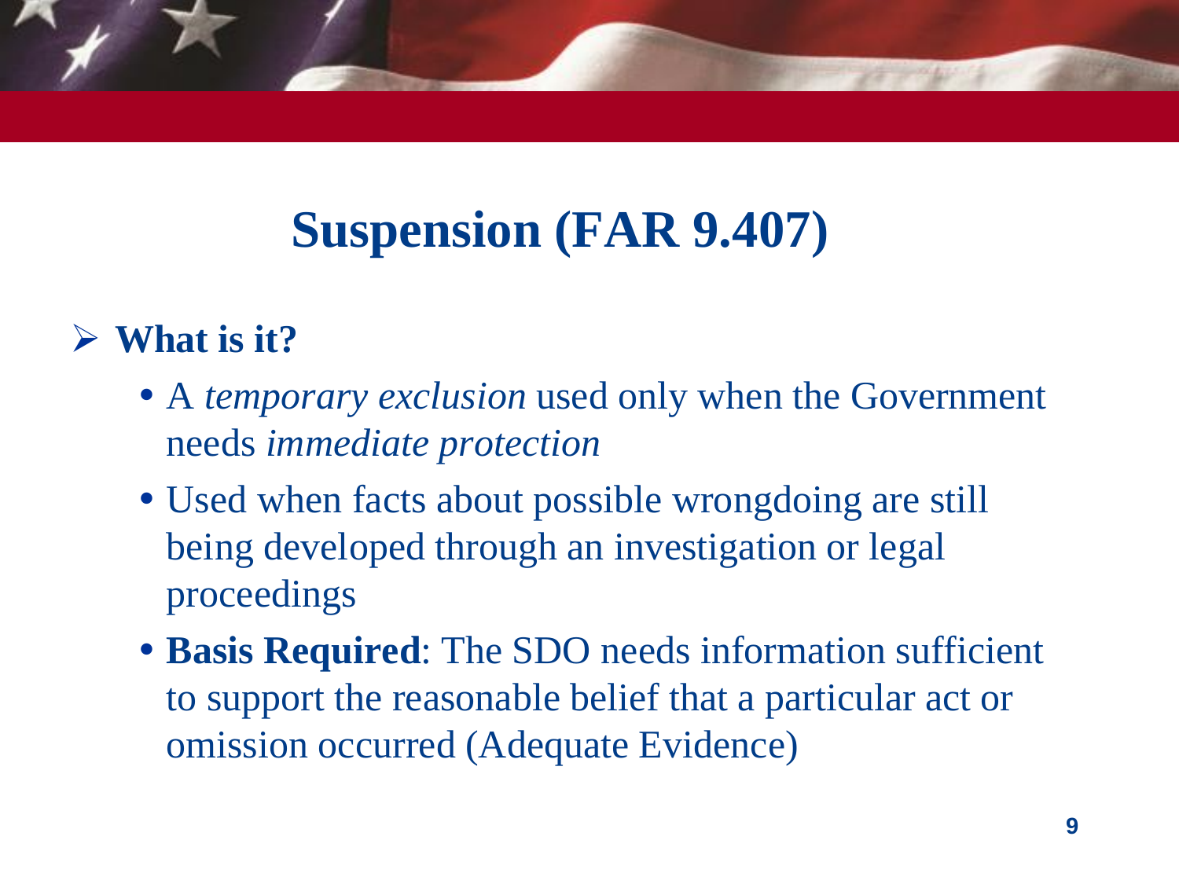# Suspension (FAR 9.407)

- **What is it?**
  - A *temporary exclusion* used only when the Government needs *immediate protection*
  - Used when facts about possible wrongdoing are still being developed through an investigation or legal proceedings
  - **Basis Required**: The SDO needs information sufficient to support the reasonable belief that a particular act or omission occurred (Adequate Evidence)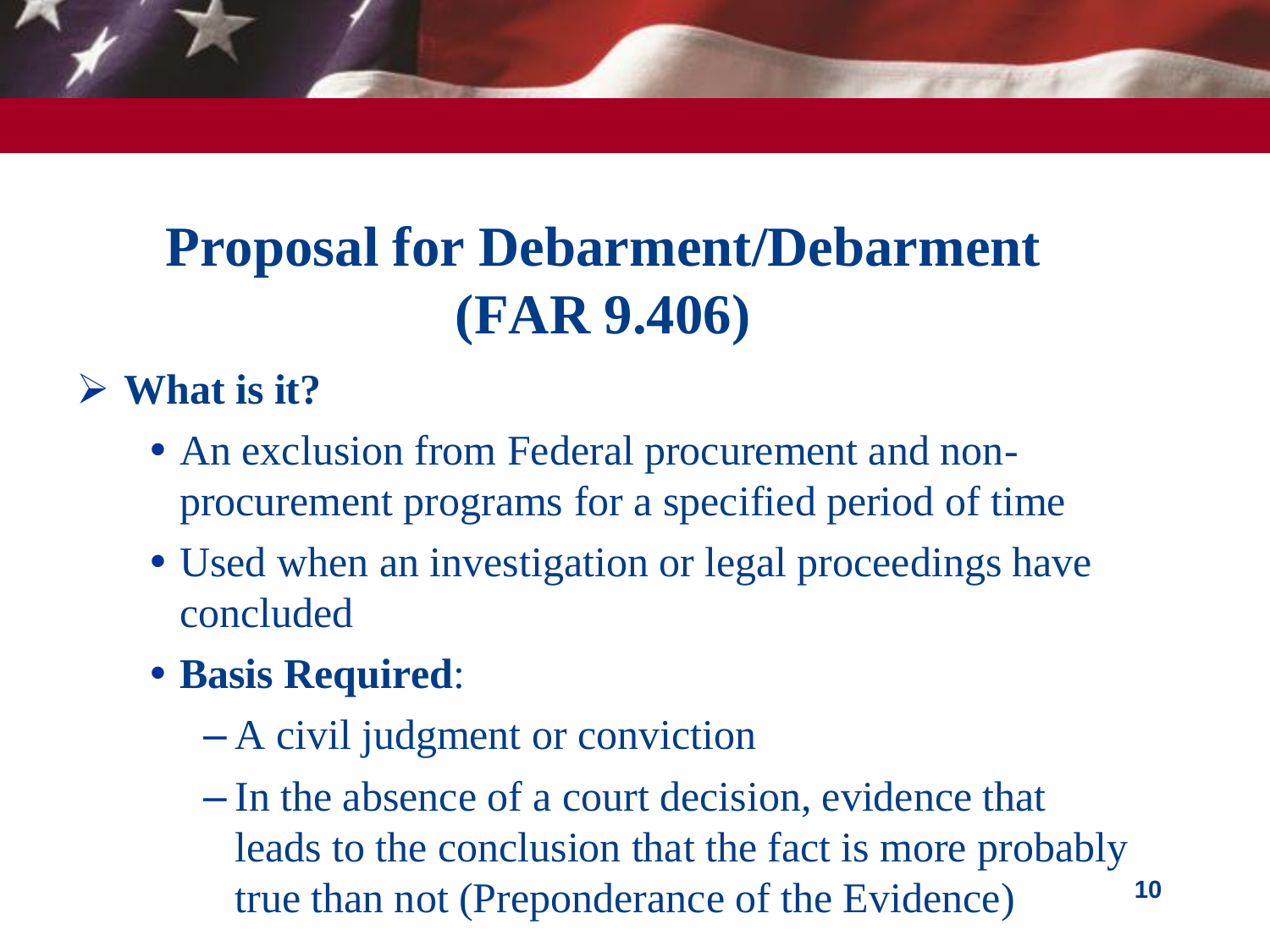# Proposal for Debarment/Debarment (FAR 9.406)

- **What is it?**
  - An exclusion from Federal procurement and non-procurement programs for a specified period of time
  - Used when an investigation or legal proceedings have concluded
  - **Basis Required**:
    - A civil judgment or conviction
    - In the absence of a court decision, evidence that leads to the conclusion that the fact is more probably true than not (Preponderance of the Evidence)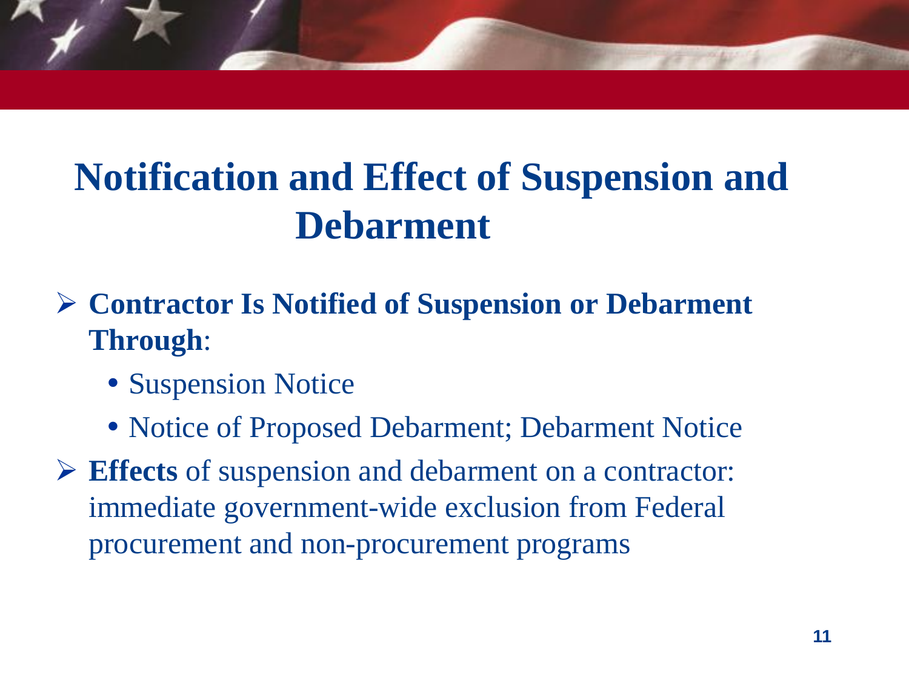# Notification and Effect of Suspension and Debarment

- **Contractor Is Notified of Suspension or Debarment Through**:
  - Suspension Notice
  - Notice of Proposed Debarment; Debarment Notice
- **Effects** of suspension and debarment on a contractor: immediate government-wide exclusion from Federal procurement and non-procurement programs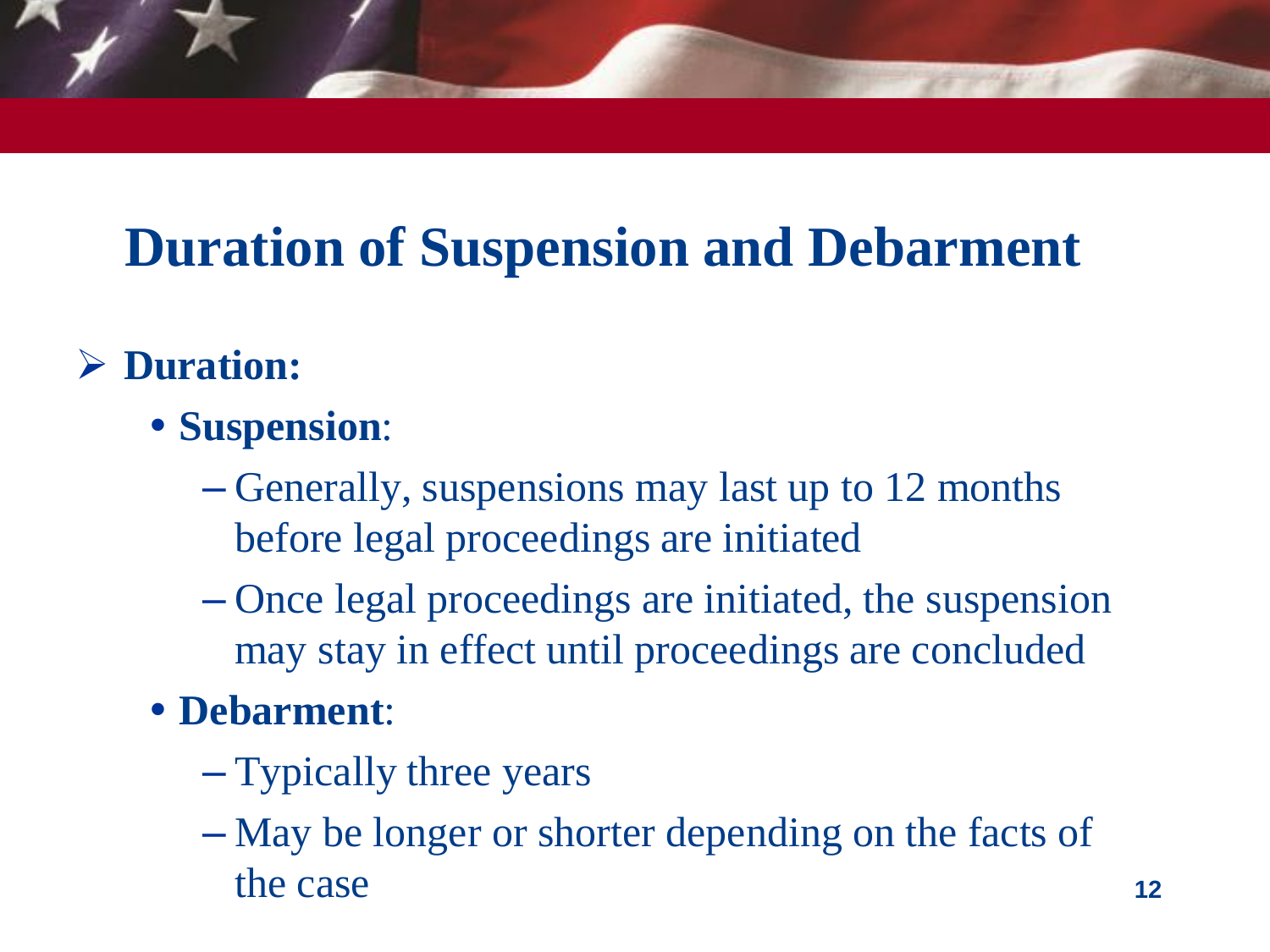# Duration of Suspension and Debarment

- **Duration:**
  - **Suspension**:
    - Generally, suspensions may last up to 12 months before legal proceedings are initiated
    - Once legal proceedings are initiated, the suspension may stay in effect until proceedings are concluded
  - **Debarment**:
    - Typically three years
    - May be longer or shorter depending on the facts of the case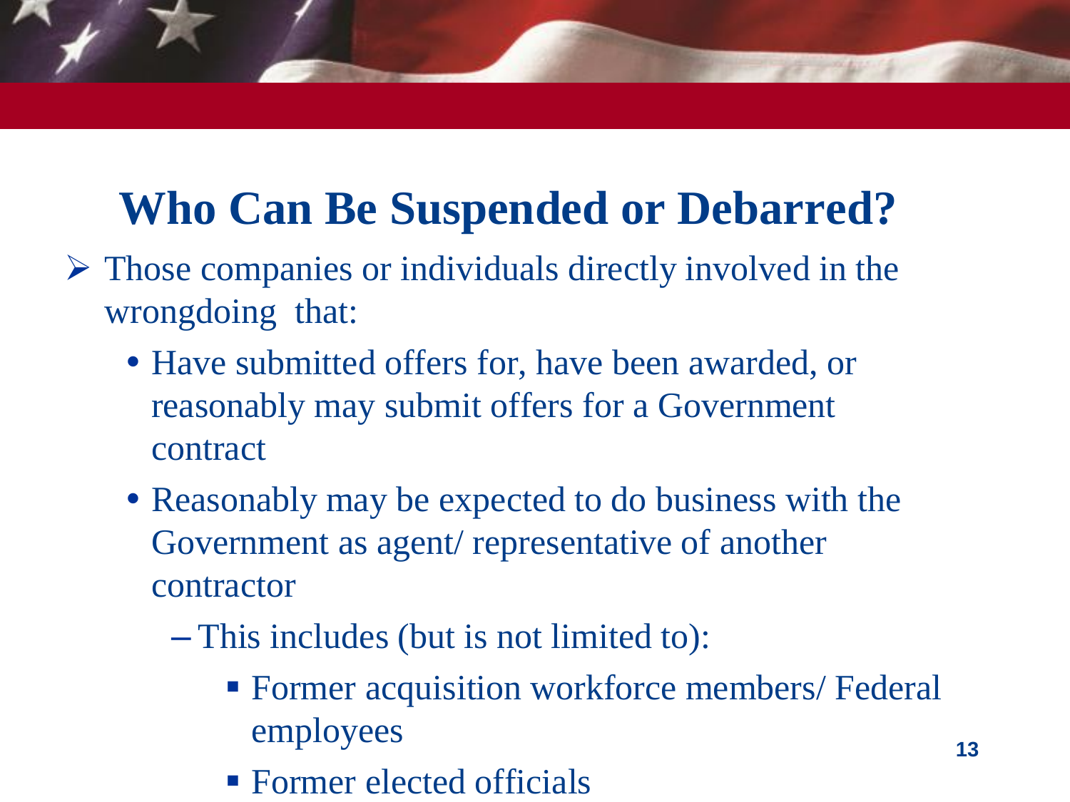# Who Can Be Suspended or Debarred?

- Those companies or individuals directly involved in the wrongdoing that:
  - Have submitted offers for, have been awarded, or reasonably may submit offers for a Government contract
  - Reasonably may be expected to do business with the Government as agent/ representative of another contractor
    - This includes (but is not limited to):
      - Former acquisition workforce members/ Federal employees
      - Former elected officials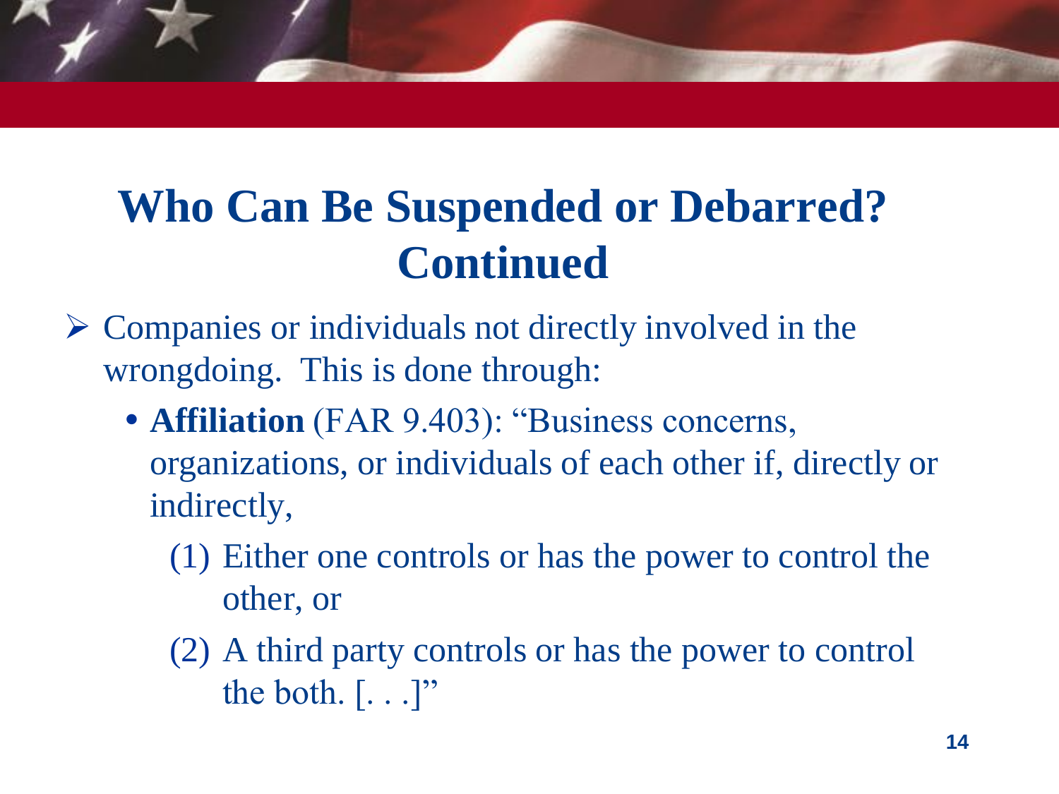# Who Can Be Suspended or Debarred? Continued

- Companies or individuals not directly involved in the wrongdoing. This is done through:
  - **Affiliation** (FAR 9.403): "Business concerns, organizations, or individuals of each other if, directly or indirectly,
    - (1) Either one controls or has the power to control the other, or
    - (2) A third party controls or has the power to control the both. [. . .]"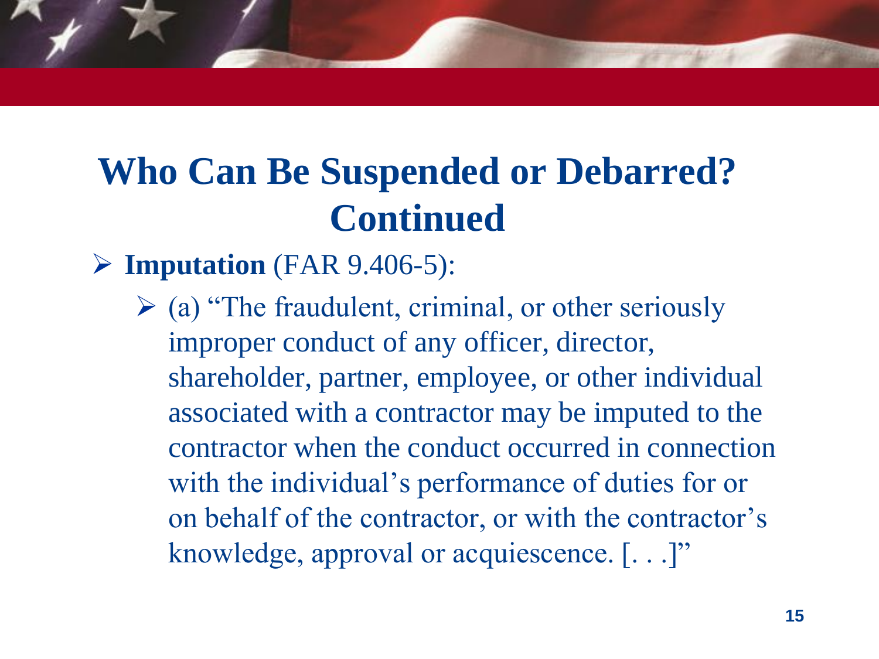# Who Can Be Suspended or Debarred? Continued

- **Imputation** (FAR 9.406-5):
  - (a) "The fraudulent, criminal, or other seriously improper conduct of any officer, director, shareholder, partner, employee, or other individual associated with a contractor may be imputed to the contractor when the conduct occurred in connection with the individual's performance of duties for or on behalf of the contractor, or with the contractor's knowledge, approval or acquiescence. [. . .]"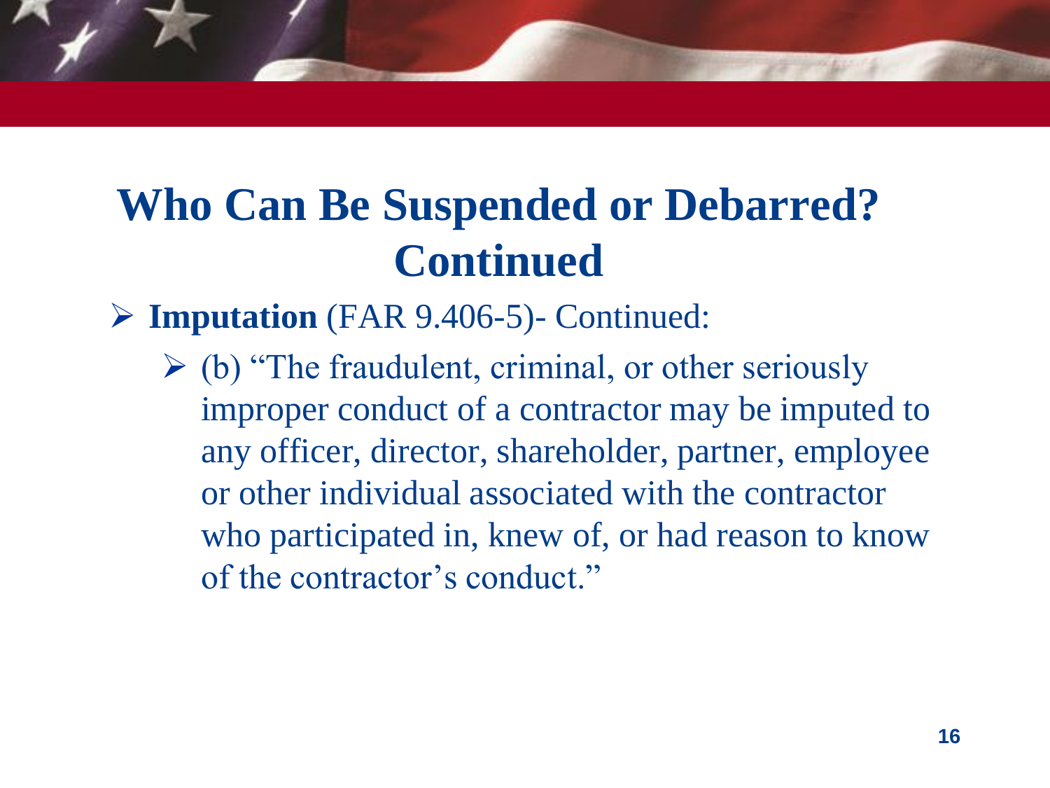# Who Can Be Suspended or Debarred? Continued

- **Imputation** (FAR 9.406-5)- Continued:
  - (b) "The fraudulent, criminal, or other seriously improper conduct of a contractor may be imputed to any officer, director, shareholder, partner, employee or other individual associated with the contractor who participated in, knew of, or had reason to know of the contractor's conduct."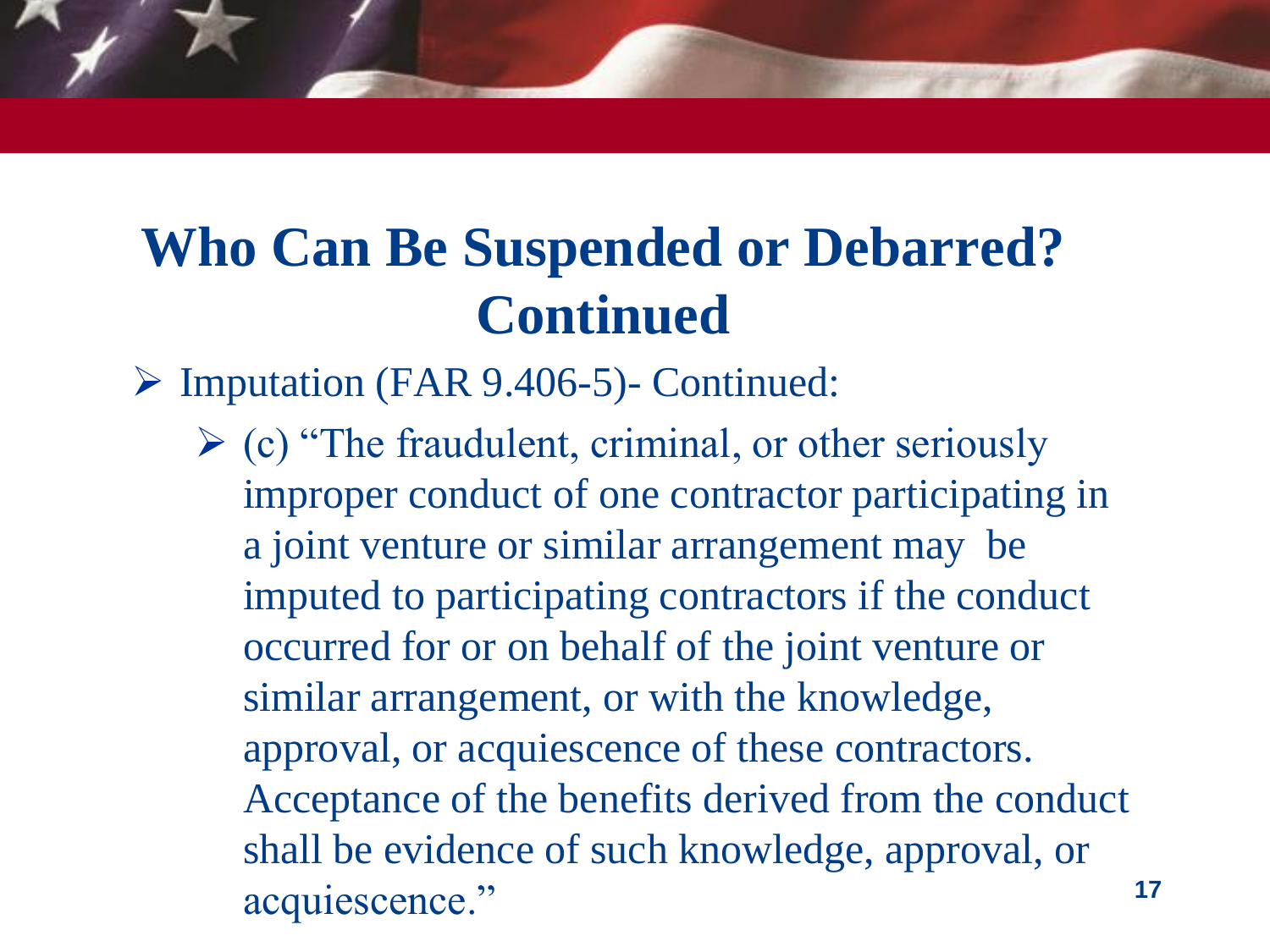# Who Can Be Suspended or Debarred? Continued

- Imputation (FAR 9.406-5)- Continued:
  - (c) "The fraudulent, criminal, or other seriously improper conduct of one contractor participating in a joint venture or similar arrangement may be imputed to participating contractors if the conduct occurred for or on behalf of the joint venture or similar arrangement, or with the knowledge, approval, or acquiescence of these contractors. Acceptance of the benefits derived from the conduct shall be evidence of such knowledge, approval, or acquiescence."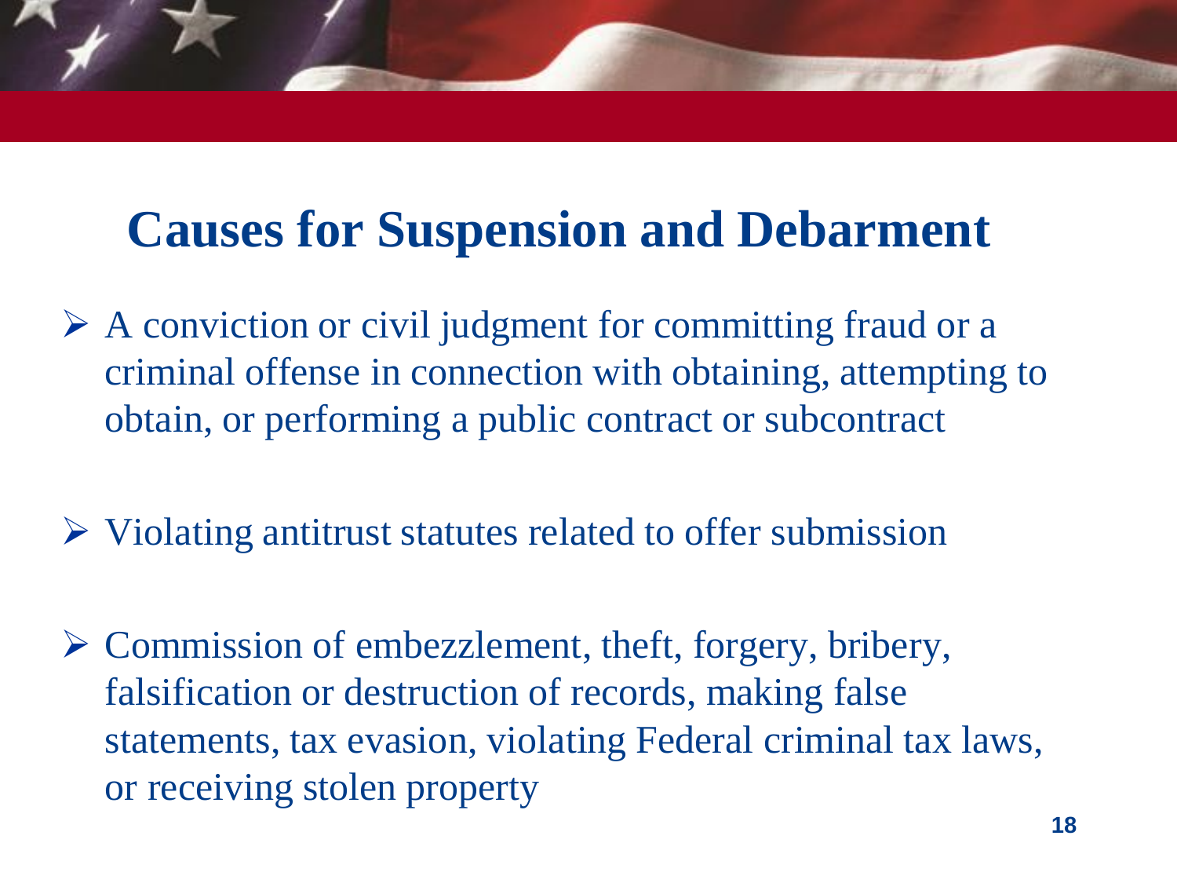# Causes for Suspension and Debarment

- A conviction or civil judgment for committing fraud or a criminal offense in connection with obtaining, attempting to obtain, or performing a public contract or subcontract

- Violating antitrust statutes related to offer submission

- Commission of embezzlement, theft, forgery, bribery, falsification or destruction of records, making false statements, tax evasion, violating Federal criminal tax laws, or receiving stolen property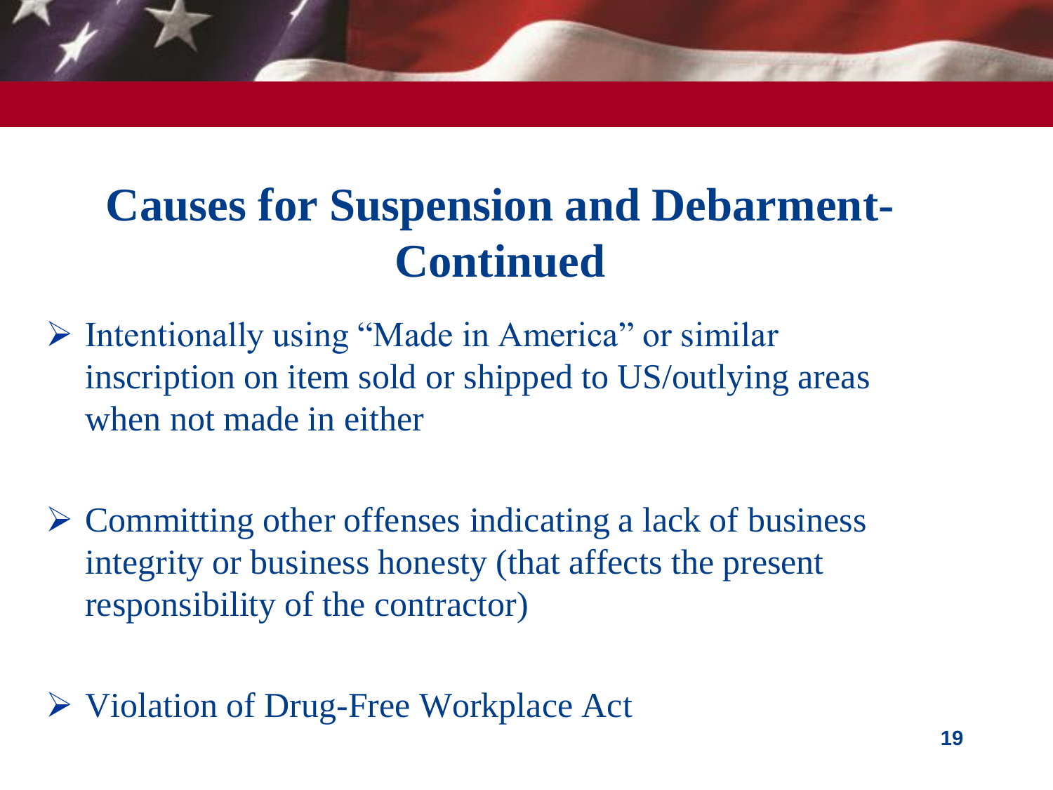# Causes for Suspension and Debarment-Continued

- Intentionally using "Made in America" or similar inscription on item sold or shipped to US/outlying areas when not made in either

- Committing other offenses indicating a lack of business integrity or business honesty (that affects the present responsibility of the contractor)

- Violation of Drug-Free Workplace Act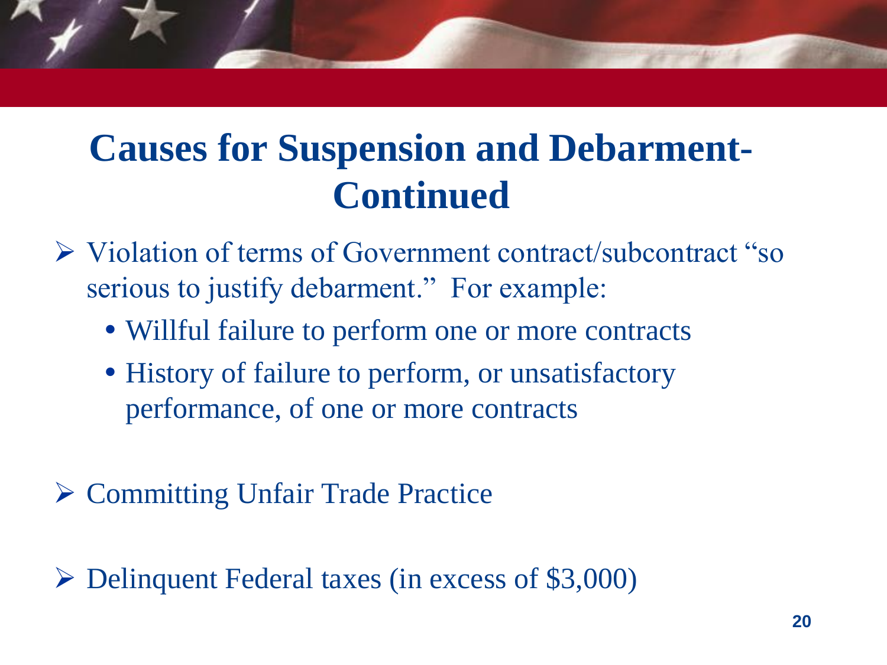# Causes for Suspension and Debarment-Continued

- Violation of terms of Government contract/subcontract "so serious to justify debarment." For example:
  - Willful failure to perform one or more contracts
  - History of failure to perform, or unsatisfactory performance, of one or more contracts

- Committing Unfair Trade Practice

- Delinquent Federal taxes (in excess of $3,000)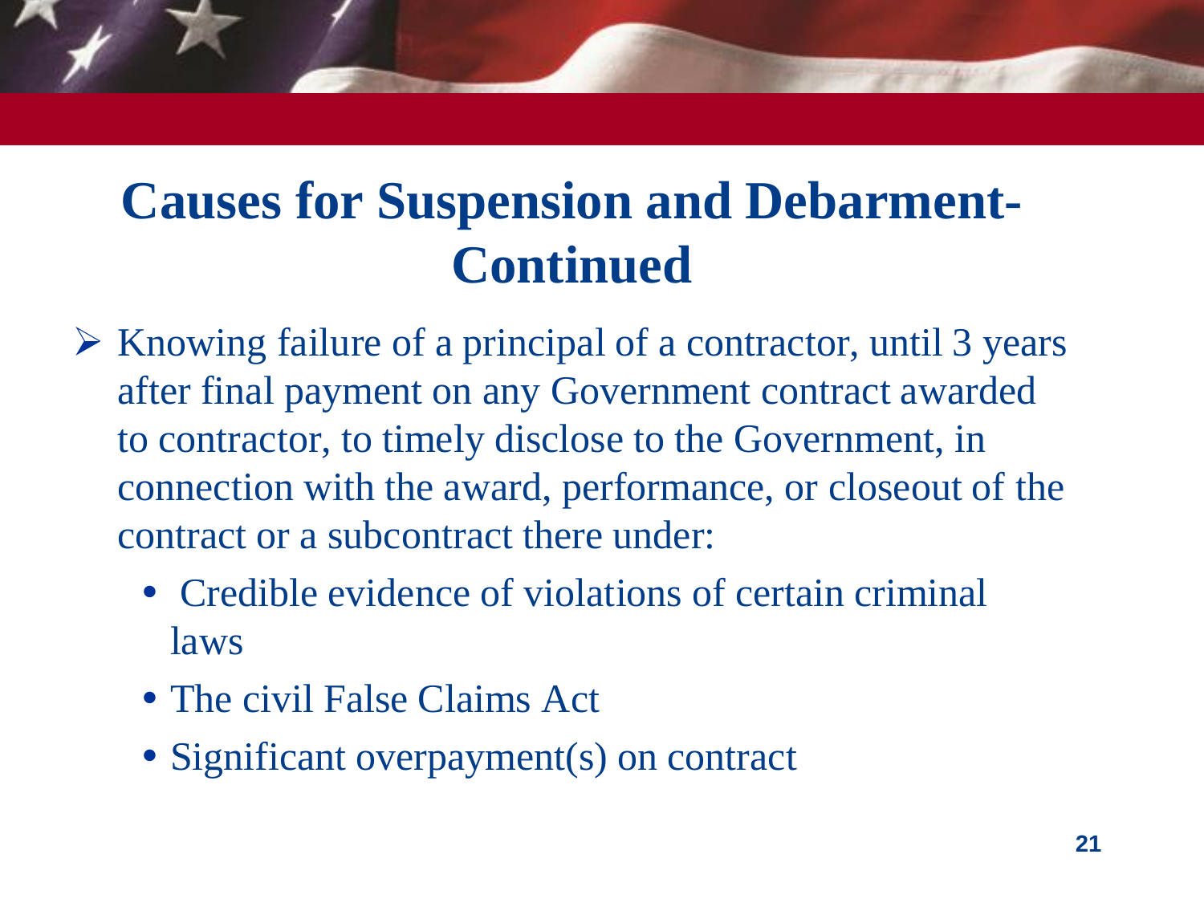# Causes for Suspension and Debarment- Continued

- Knowing failure of a principal of a contractor, until 3 years after final payment on any Government contract awarded to contractor, to timely disclose to the Government, in connection with the award, performance, or closeout of the contract or a subcontract there under:
  - Credible evidence of violations of certain criminal laws
  - The civil False Claims Act
  - Significant overpayment(s) on contract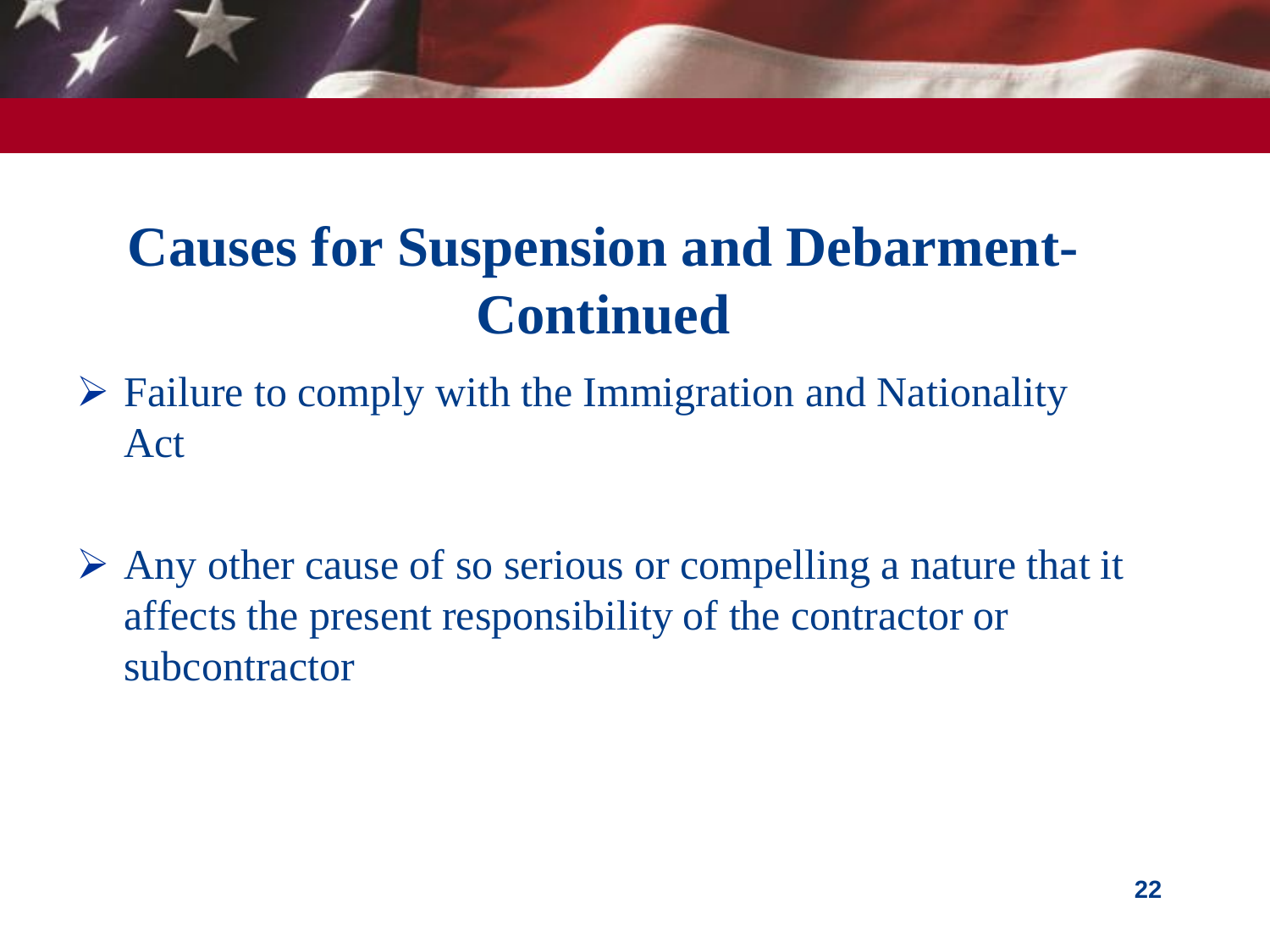# Causes for Suspension and Debarment- Continued

- Failure to comply with the Immigration and Nationality Act

- Any other cause of so serious or compelling a nature that it affects the present responsibility of the contractor or subcontractor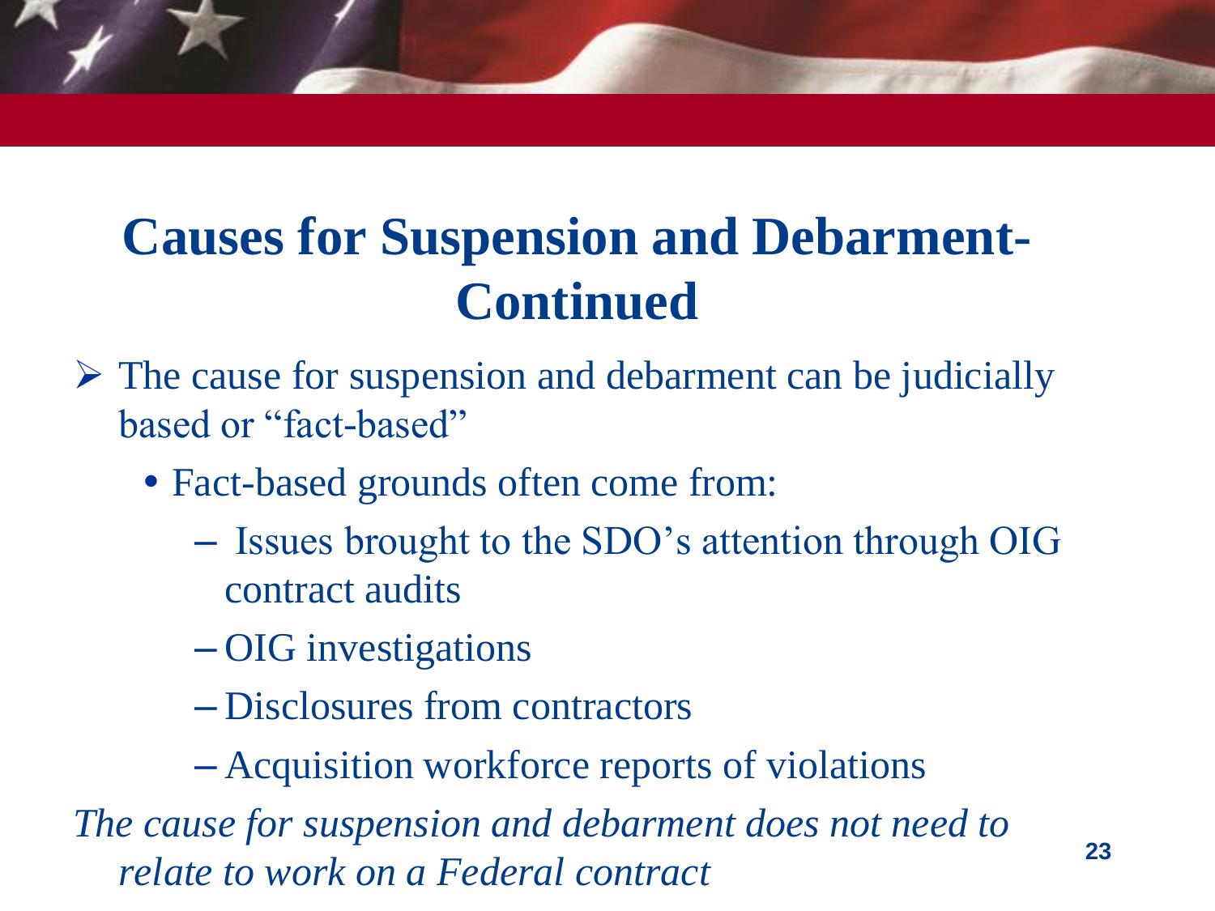# Causes for Suspension and Debarment- Continued

- The cause for suspension and debarment can be judicially based or "fact-based"
  - Fact-based grounds often come from:
    - Issues brought to the SDO's attention through OIG contract audits
    - OIG investigations
    - Disclosures from contractors
    - Acquisition workforce reports of violations

*The cause for suspension and debarment does not need to relate to work on a Federal contract*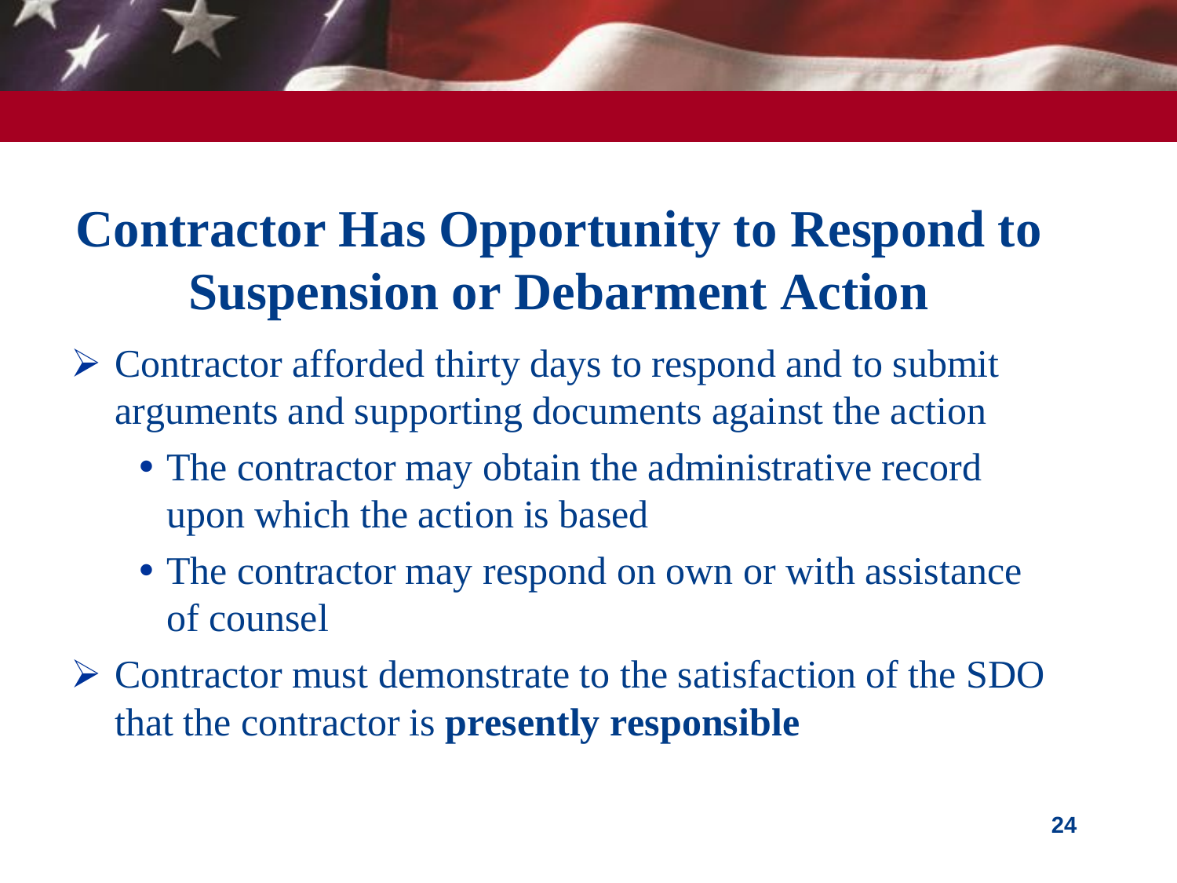# Contractor Has Opportunity to Respond to Suspension or Debarment Action

- Contractor afforded thirty days to respond and to submit arguments and supporting documents against the action
  - The contractor may obtain the administrative record upon which the action is based
  - The contractor may respond on own or with assistance of counsel
- Contractor must demonstrate to the satisfaction of the SDO that the contractor is **presently responsible**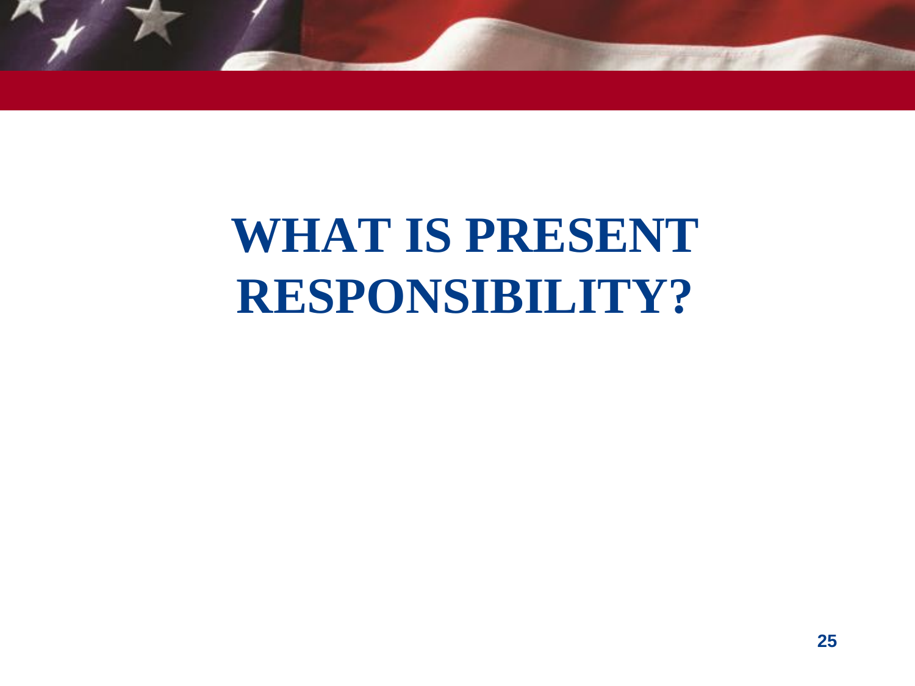# WHAT IS PRESENT RESPONSIBILITY?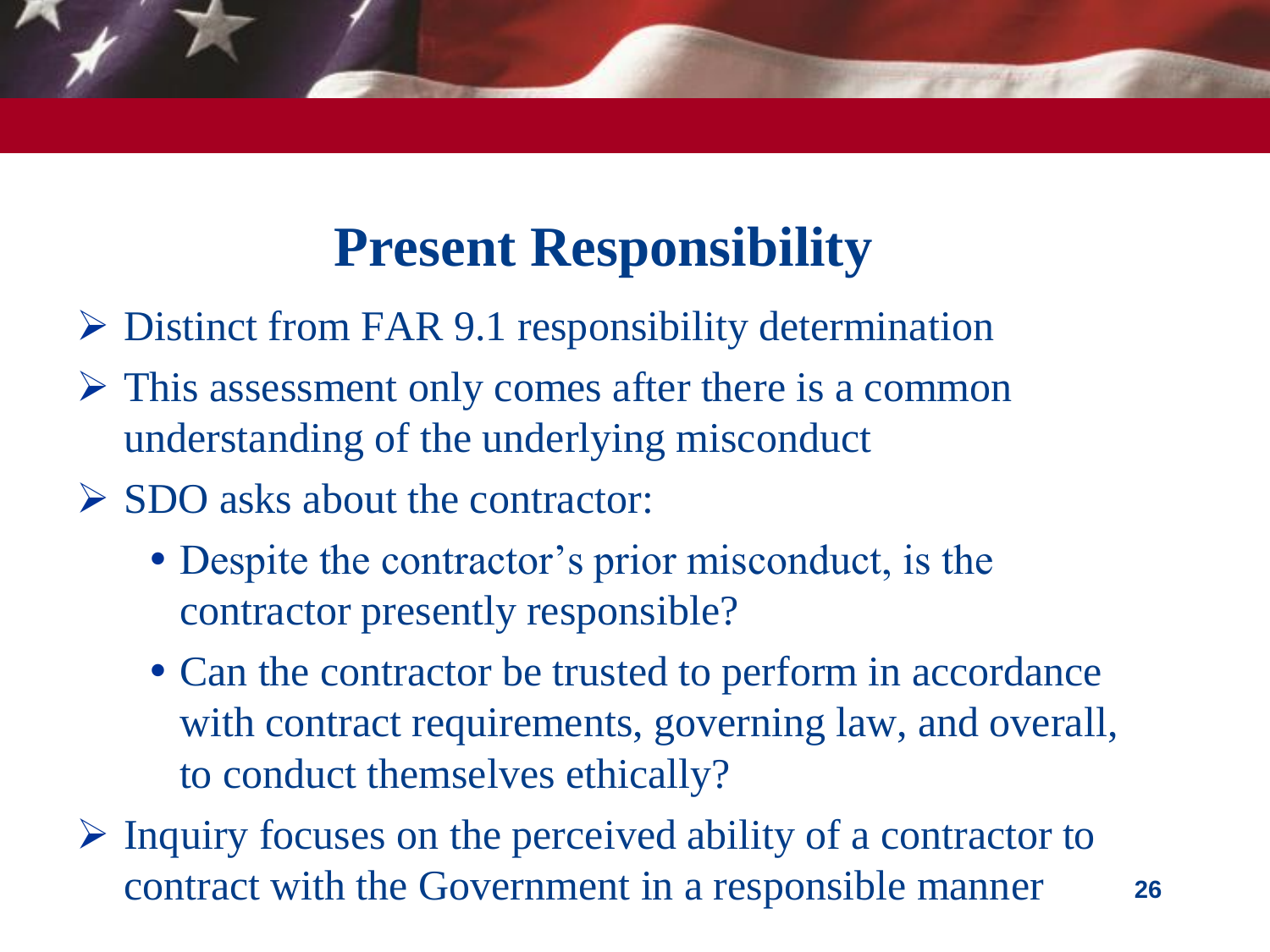# Present Responsibility

- Distinct from FAR 9.1 responsibility determination
- This assessment only comes after there is a common understanding of the underlying misconduct
- SDO asks about the contractor:
  - Despite the contractor's prior misconduct, is the contractor presently responsible?
  - Can the contractor be trusted to perform in accordance with contract requirements, governing law, and overall, to conduct themselves ethically?
- Inquiry focuses on the perceived ability of a contractor to contract with the Government in a responsible manner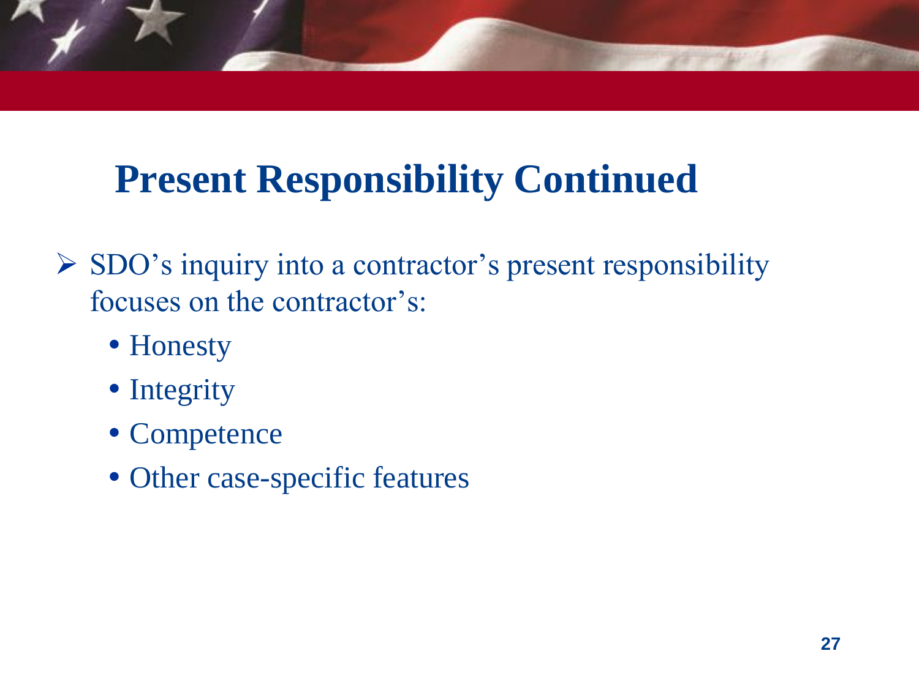# Present Responsibility Continued

- SDO's inquiry into a contractor's present responsibility focuses on the contractor's:
  - Honesty
  - Integrity
  - Competence
  - Other case-specific features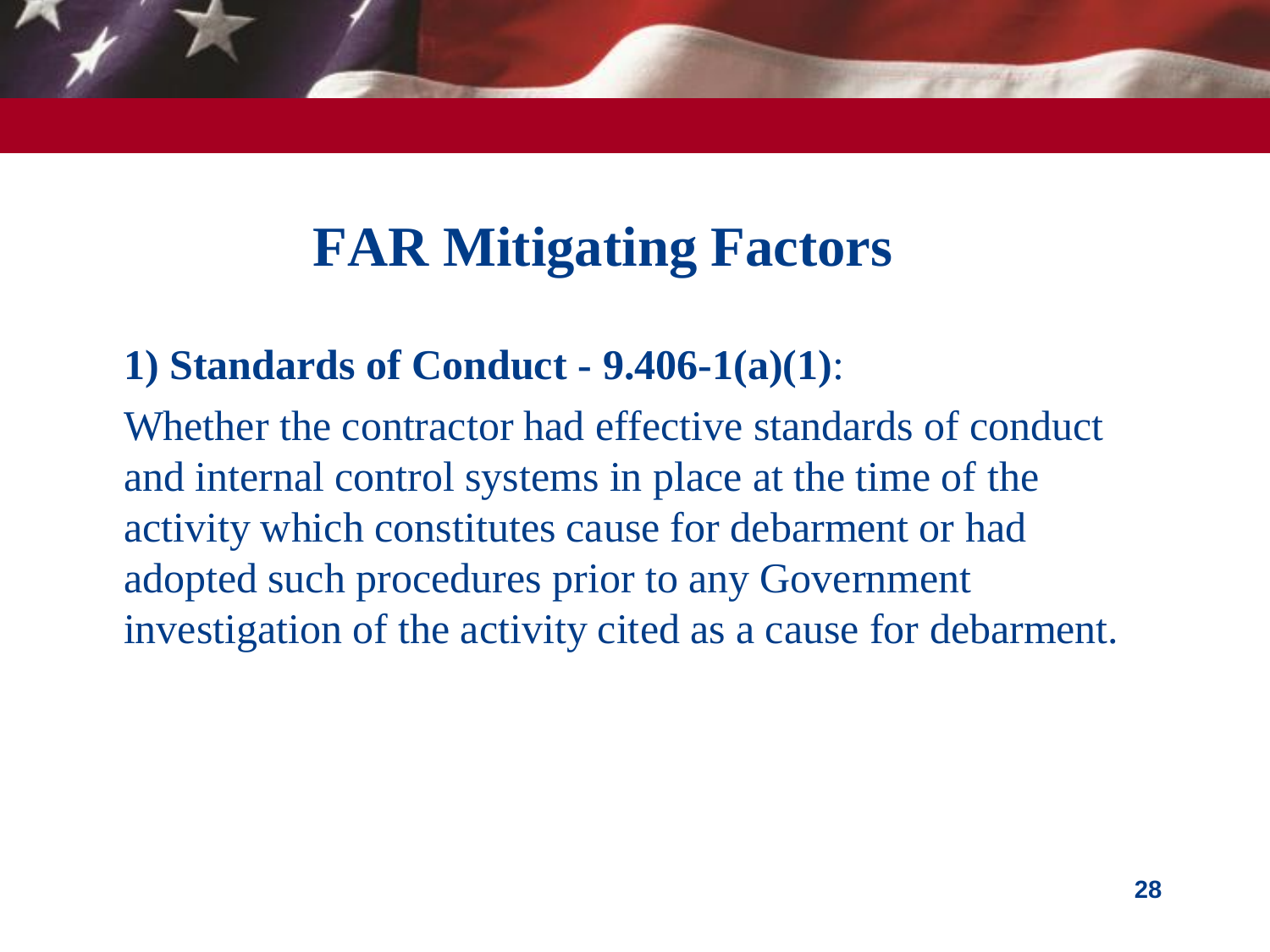# FAR Mitigating Factors

**1) Standards of Conduct - 9.406-1(a)(1)**:

Whether the contractor had effective standards of conduct and internal control systems in place at the time of the activity which constitutes cause for debarment or had adopted such procedures prior to any Government investigation of the activity cited as a cause for debarment.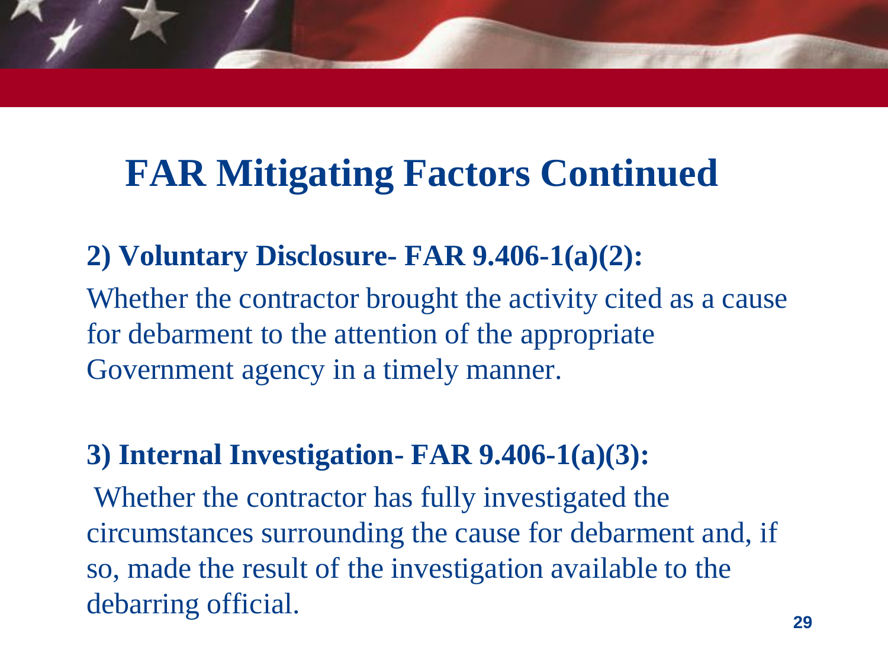# FAR Mitigating Factors Continued

**2) Voluntary Disclosure- FAR 9.406-1(a)(2):**

Whether the contractor brought the activity cited as a cause for debarment to the attention of the appropriate Government agency in a timely manner.

**3) Internal Investigation- FAR 9.406-1(a)(3):**

Whether the contractor has fully investigated the circumstances surrounding the cause for debarment and, if so, made the result of the investigation available to the debarring official.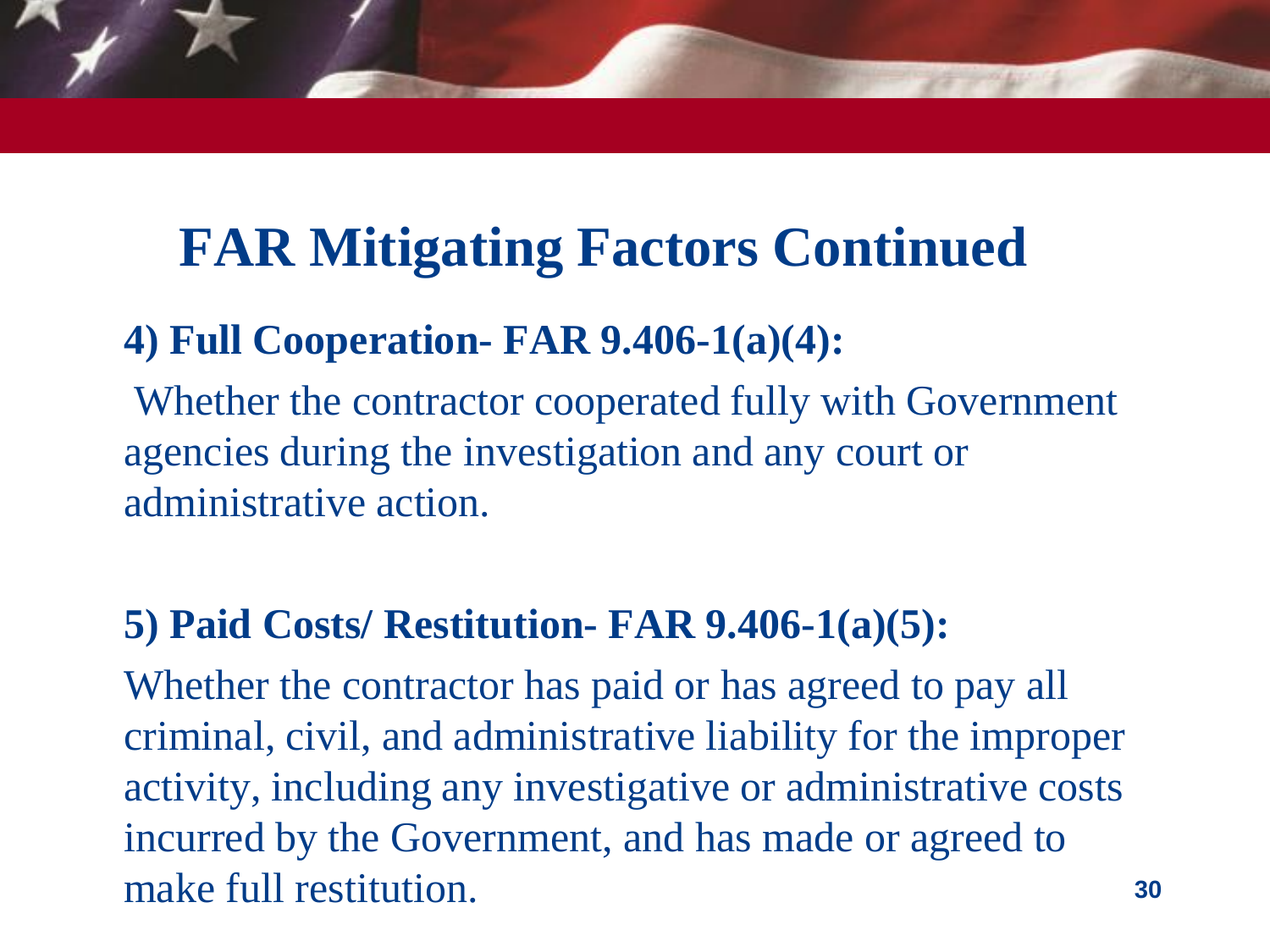# FAR Mitigating Factors Continued

**4) Full Cooperation- FAR 9.406-1(a)(4):**

Whether the contractor cooperated fully with Government agencies during the investigation and any court or administrative action.

**5) Paid Costs/ Restitution- FAR 9.406-1(a)(5):**

Whether the contractor has paid or has agreed to pay all criminal, civil, and administrative liability for the improper activity, including any investigative or administrative costs incurred by the Government, and has made or agreed to make full restitution.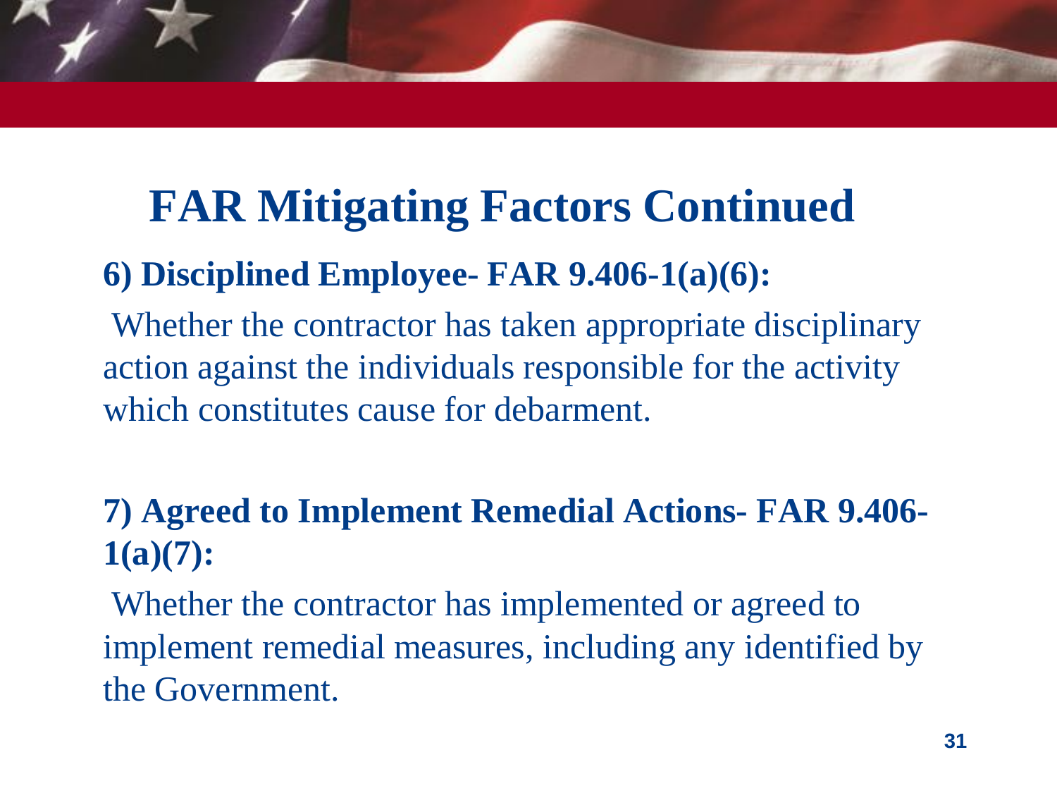# FAR Mitigating Factors Continued

**6) Disciplined Employee- FAR 9.406-1(a)(6):**

Whether the contractor has taken appropriate disciplinary action against the individuals responsible for the activity which constitutes cause for debarment.

**7) Agreed to Implement Remedial Actions- FAR 9.406-1(a)(7):**

Whether the contractor has implemented or agreed to implement remedial measures, including any identified by the Government.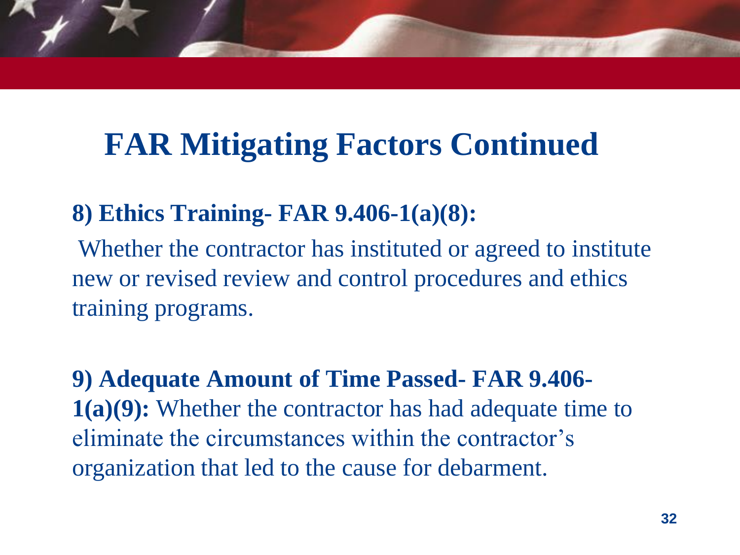# FAR Mitigating Factors Continued

**8) Ethics Training- FAR 9.406-1(a)(8):**

Whether the contractor has instituted or agreed to institute new or revised review and control procedures and ethics training programs.

**9) Adequate Amount of Time Passed- FAR 9.406-1(a)(9):** Whether the contractor has had adequate time to eliminate the circumstances within the contractor's organization that led to the cause for debarment.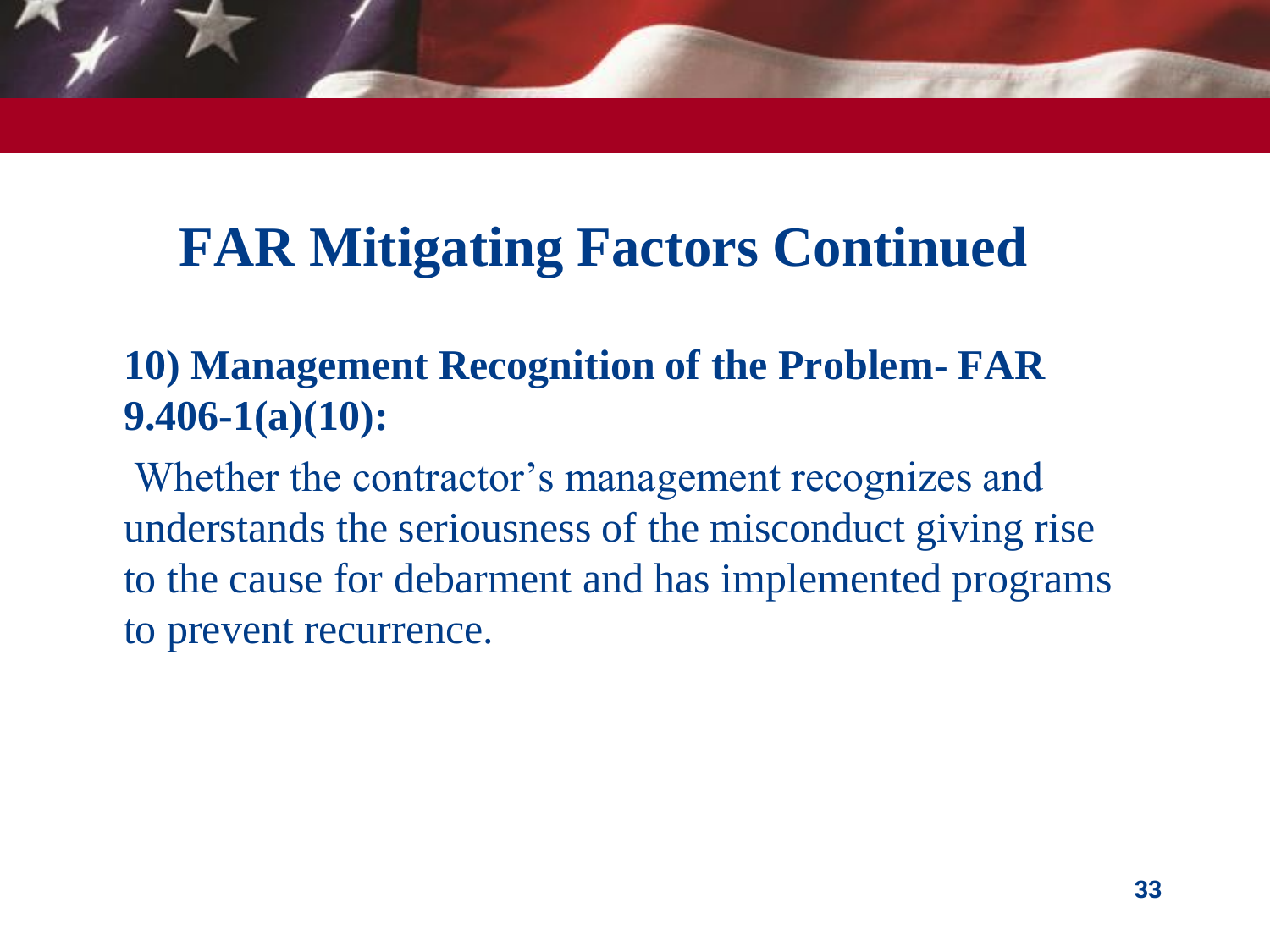# FAR Mitigating Factors Continued

**10) Management Recognition of the Problem- FAR 9.406-1(a)(10):**

Whether the contractor's management recognizes and understands the seriousness of the misconduct giving rise to the cause for debarment and has implemented programs to prevent recurrence.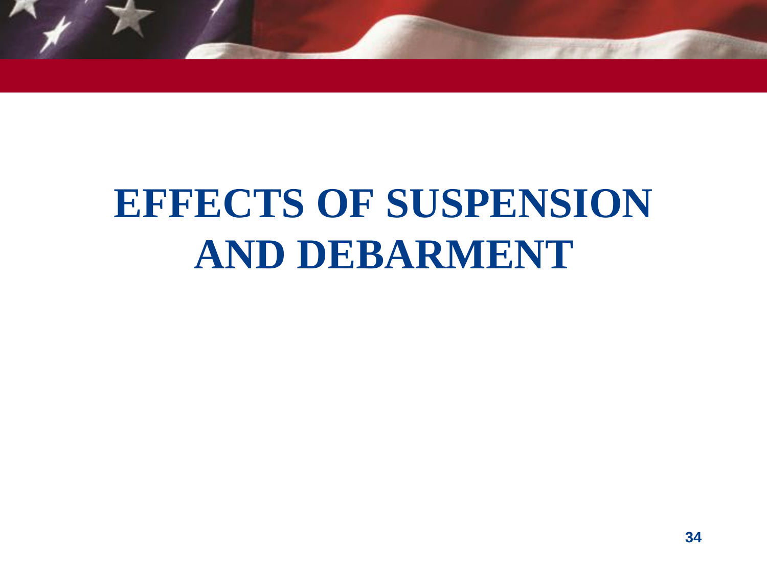# EFFECTS OF SUSPENSION AND DEBARMENT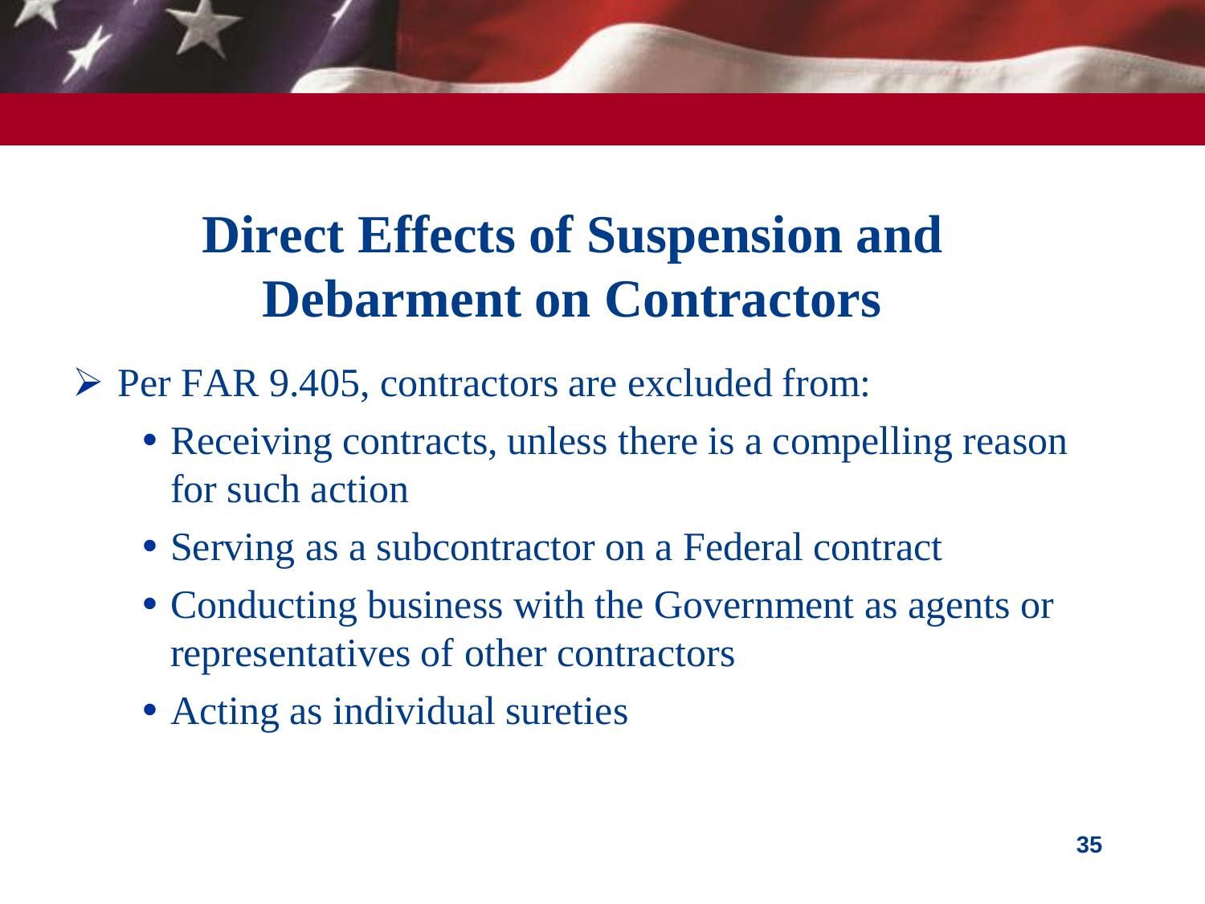# Direct Effects of Suspension and Debarment on Contractors

- Per FAR 9.405, contractors are excluded from:
  - Receiving contracts, unless there is a compelling reason for such action
  - Serving as a subcontractor on a Federal contract
  - Conducting business with the Government as agents or representatives of other contractors
  - Acting as individual sureties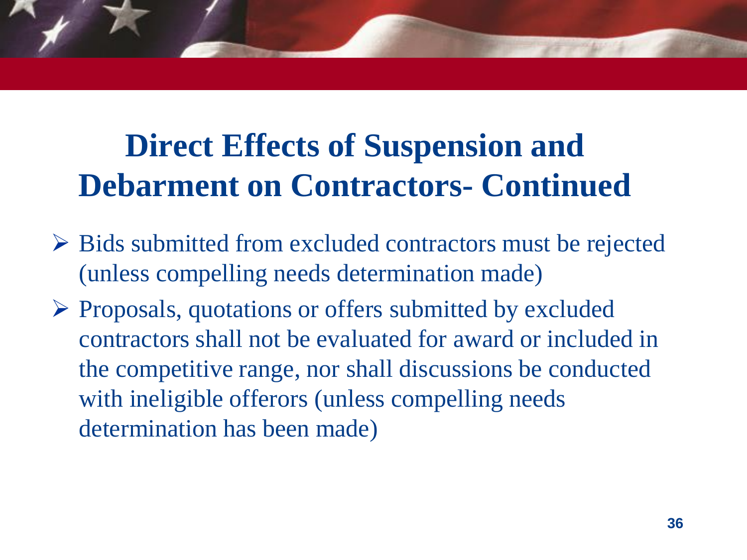# Direct Effects of Suspension and Debarment on Contractors- Continued

- Bids submitted from excluded contractors must be rejected (unless compelling needs determination made)
- Proposals, quotations or offers submitted by excluded contractors shall not be evaluated for award or included in the competitive range, nor shall discussions be conducted with ineligible offerors (unless compelling needs determination has been made)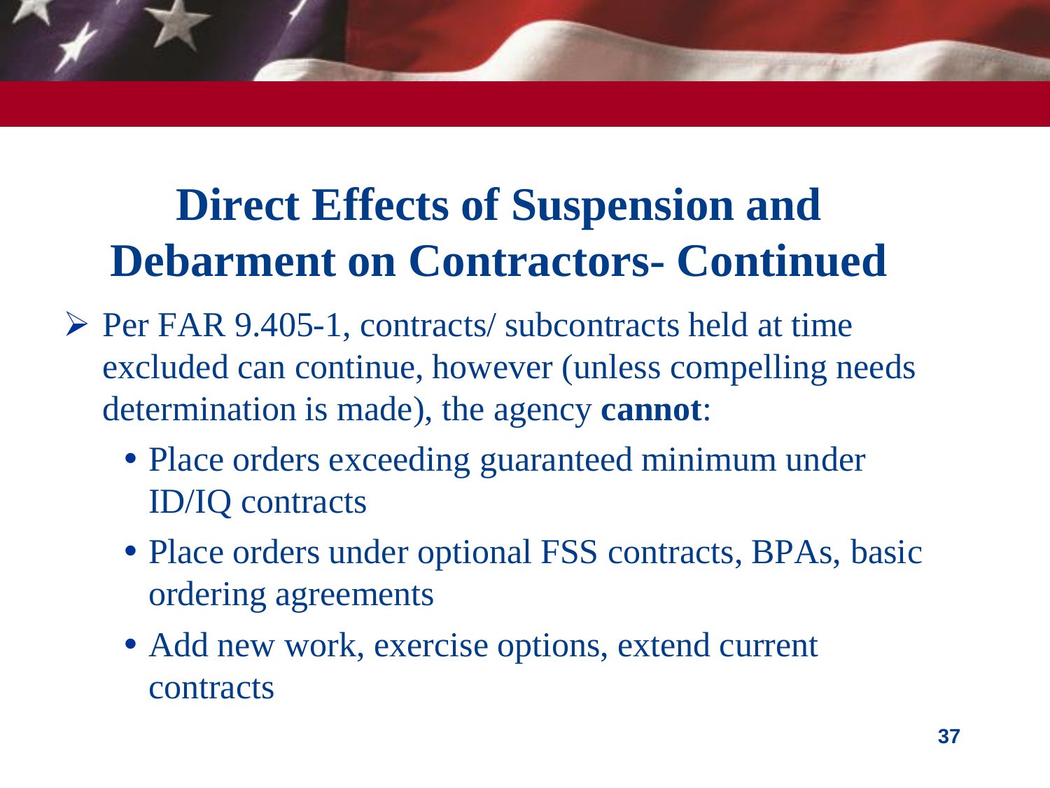# Direct Effects of Suspension and Debarment on Contractors- Continued

- Per FAR 9.405-1, contracts/ subcontracts held at time excluded can continue, however (unless compelling needs determination is made), the agency **cannot**:
  - Place orders exceeding guaranteed minimum under ID/IQ contracts
  - Place orders under optional FSS contracts, BPAs, basic ordering agreements
  - Add new work, exercise options, extend current contracts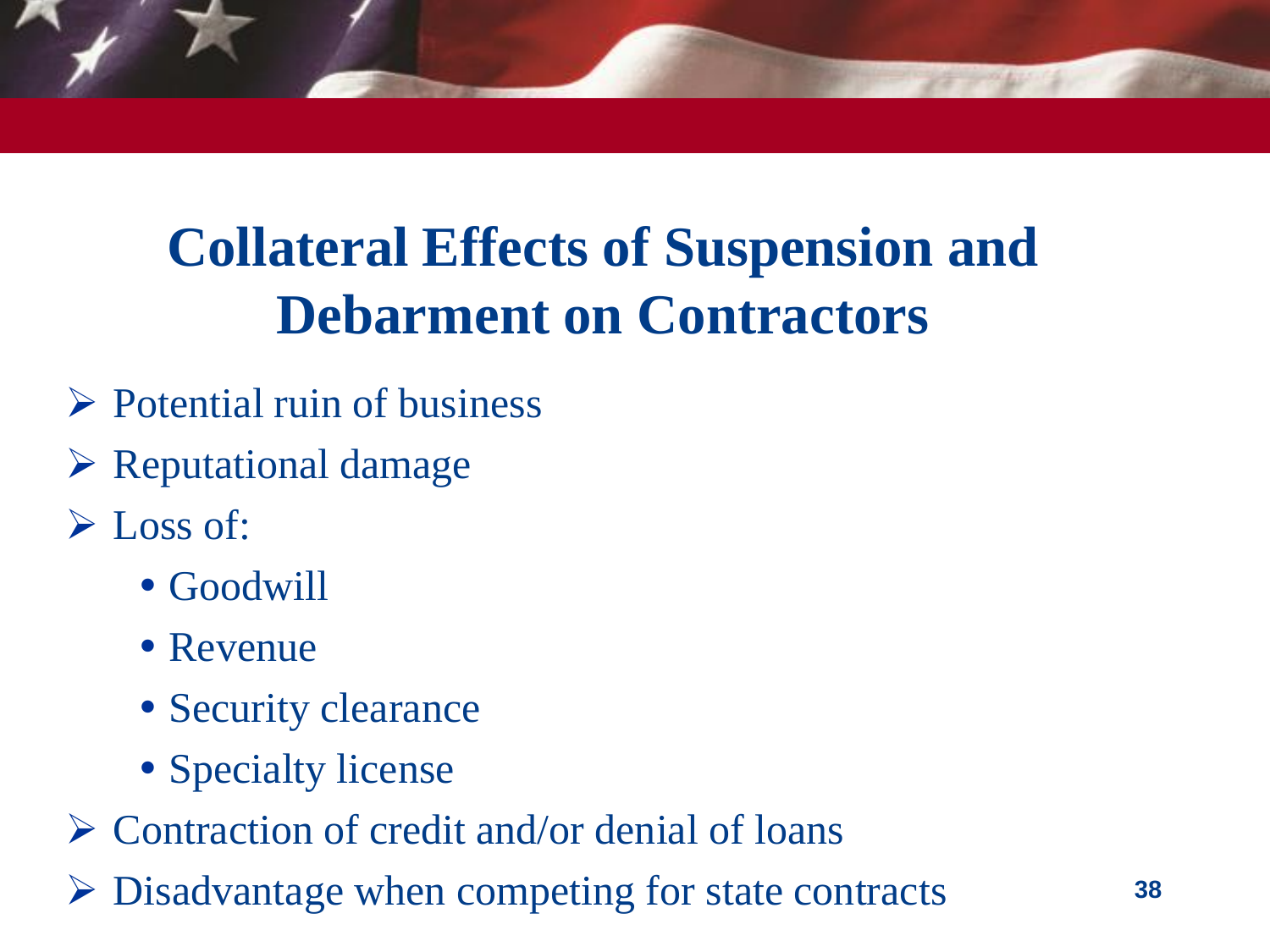# Collateral Effects of Suspension and Debarment on Contractors

- Potential ruin of business
- Reputational damage
- Loss of:
  - Goodwill
  - Revenue
  - Security clearance
  - Specialty license
- Contraction of credit and/or denial of loans
- Disadvantage when competing for state contracts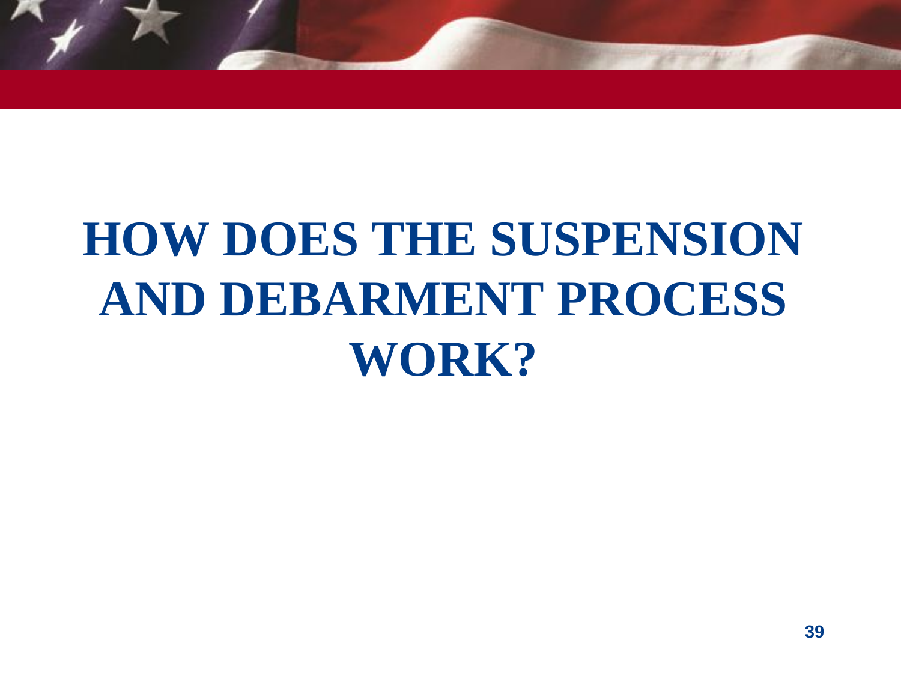# HOW DOES THE SUSPENSION AND DEBARMENT PROCESS WORK?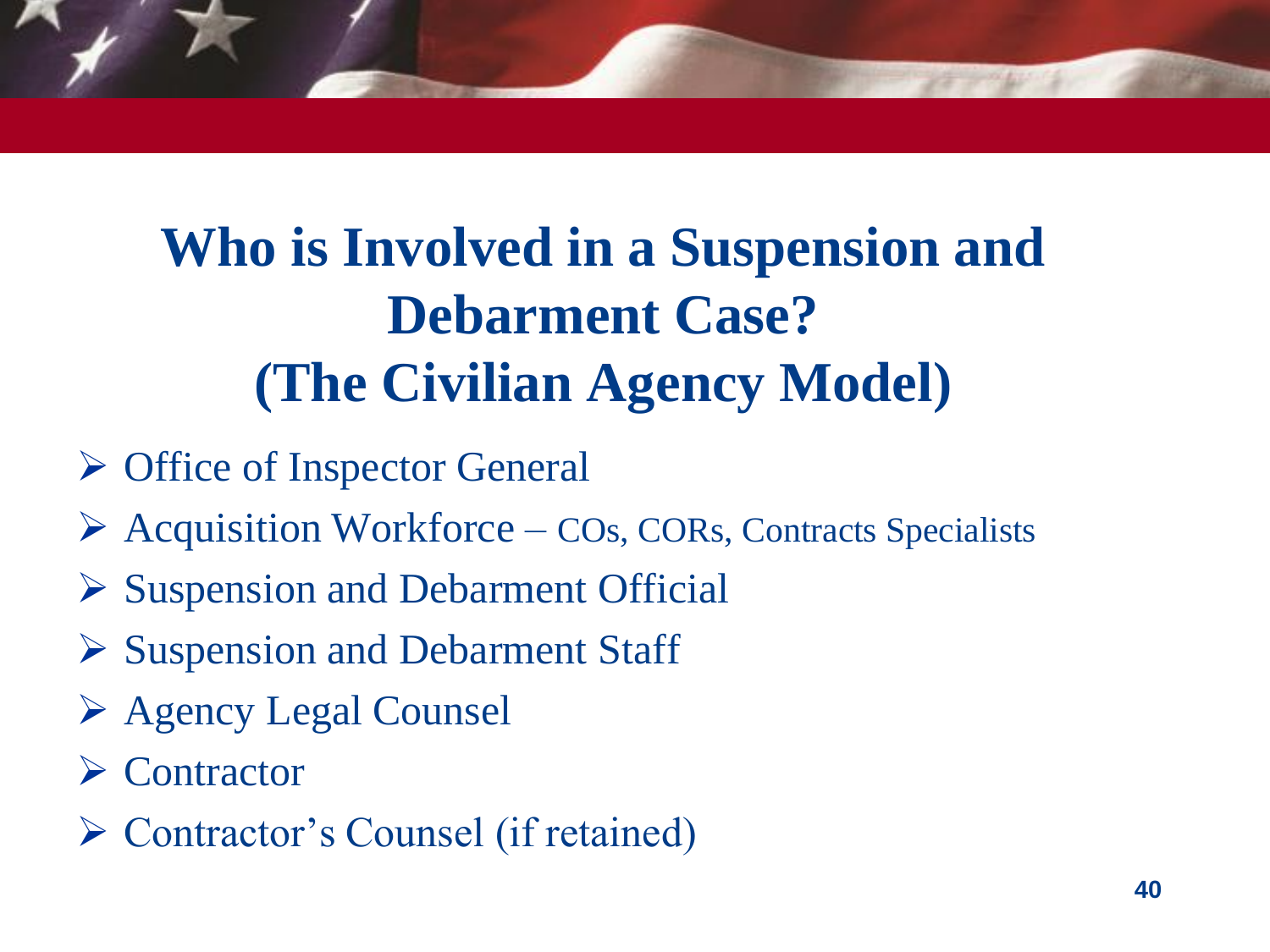# Who is Involved in a Suspension and Debarment Case? (The Civilian Agency Model)

- Office of Inspector General
- Acquisition Workforce – COs, CORs, Contracts Specialists
- Suspension and Debarment Official
- Suspension and Debarment Staff
- Agency Legal Counsel
- Contractor
- Contractor's Counsel (if retained)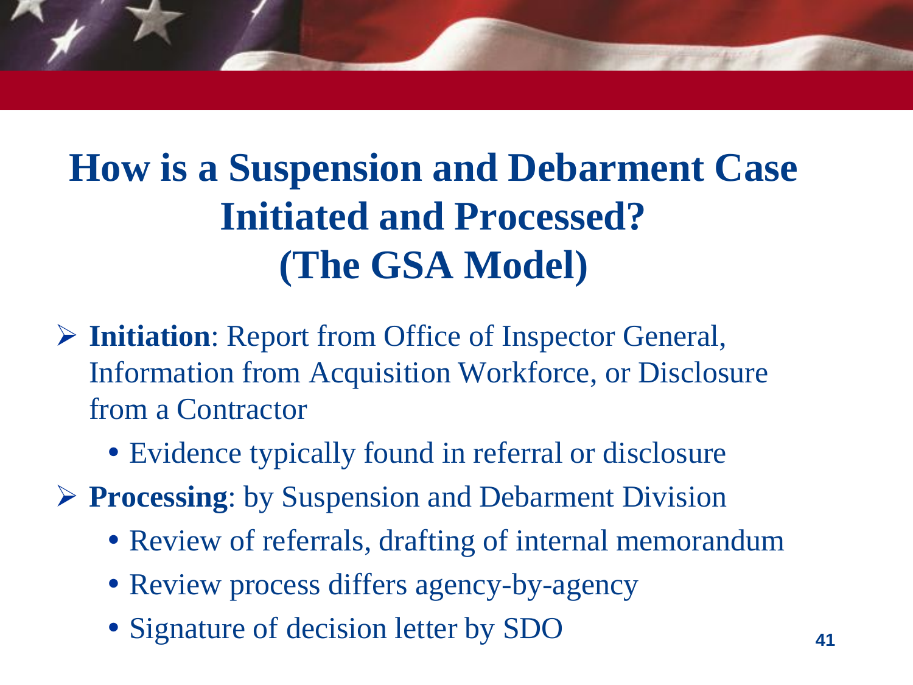# How is a Suspension and Debarment Case Initiated and Processed? (The GSA Model)

- **Initiation**: Report from Office of Inspector General, Information from Acquisition Workforce, or Disclosure from a Contractor
  - Evidence typically found in referral or disclosure
- **Processing**: by Suspension and Debarment Division
  - Review of referrals, drafting of internal memorandum
  - Review process differs agency-by-agency
  - Signature of decision letter by SDO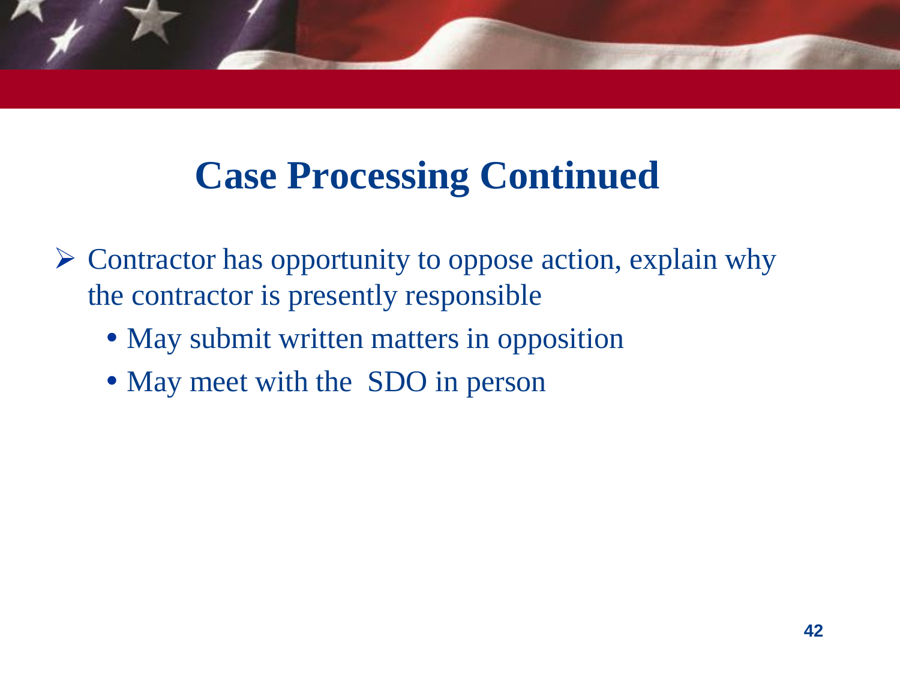# Case Processing Continued

- Contractor has opportunity to oppose action, explain why the contractor is presently responsible
  - May submit written matters in opposition
  - May meet with the SDO in person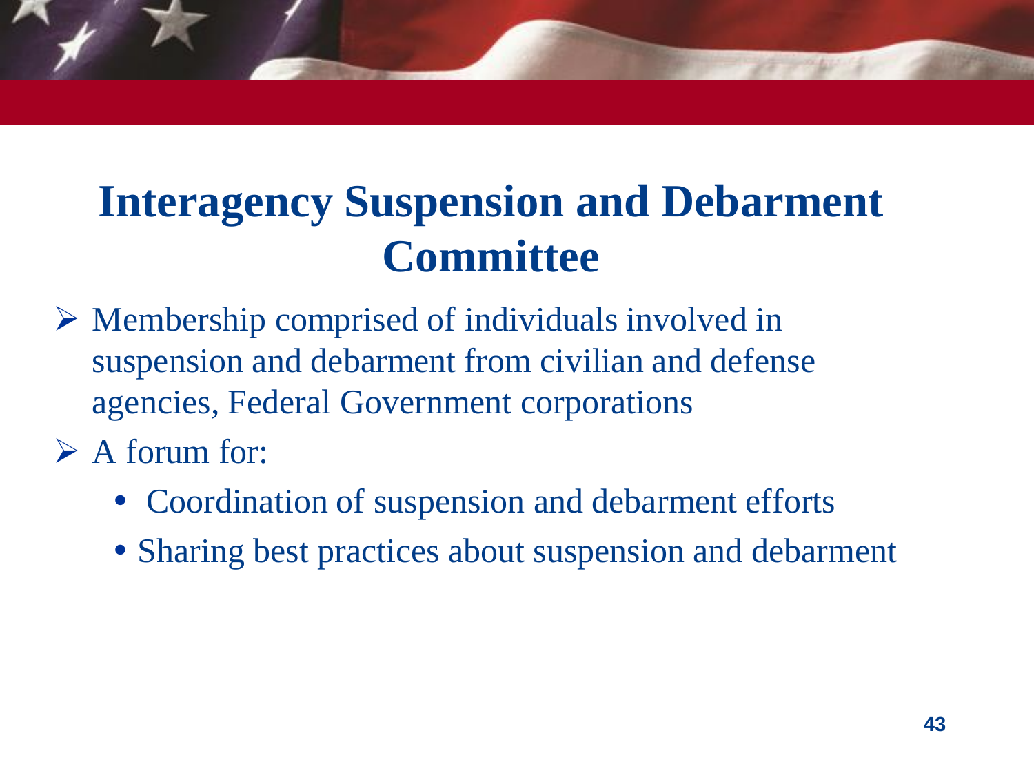# Interagency Suspension and Debarment Committee

- Membership comprised of individuals involved in suspension and debarment from civilian and defense agencies, Federal Government corporations
- A forum for:
  - Coordination of suspension and debarment efforts
  - Sharing best practices about suspension and debarment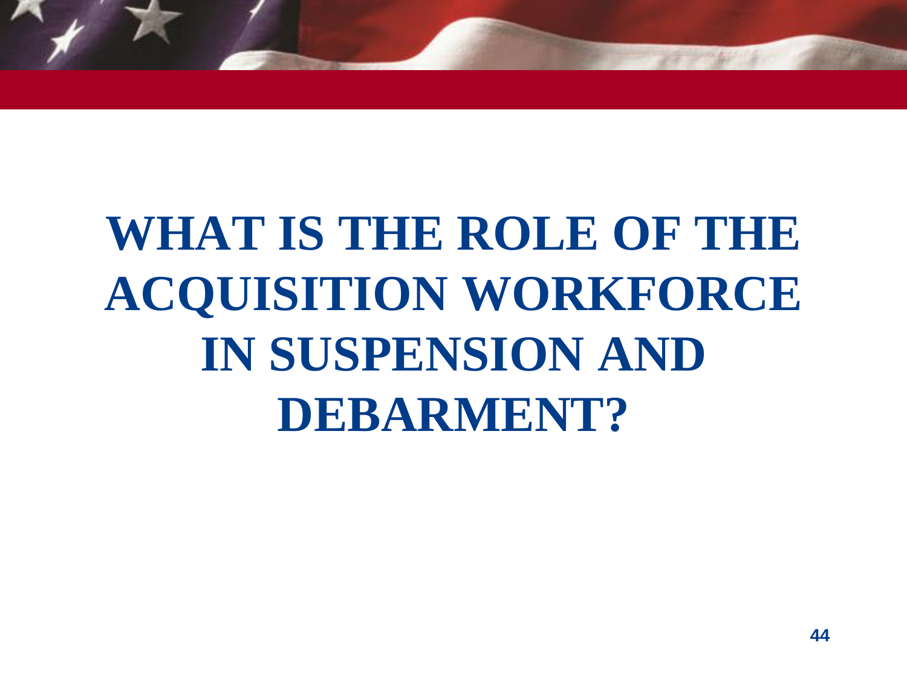# WHAT IS THE ROLE OF THE ACQUISITION WORKFORCE IN SUSPENSION AND DEBARMENT?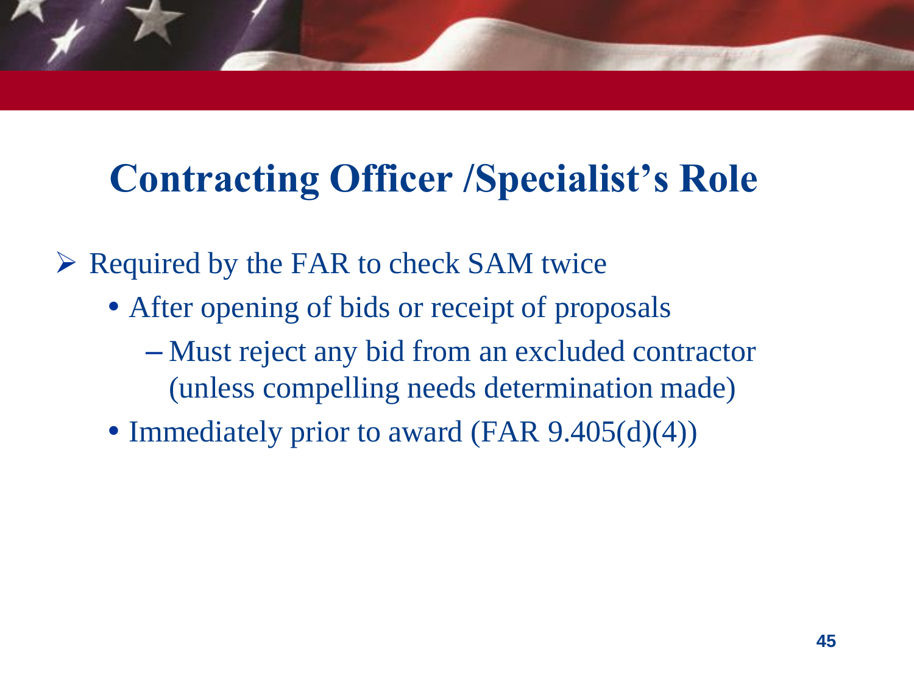# Contracting Officer /Specialist's Role

- Required by the FAR to check SAM twice
  - After opening of bids or receipt of proposals
    - Must reject any bid from an excluded contractor (unless compelling needs determination made)
  - Immediately prior to award (FAR 9.405(d)(4))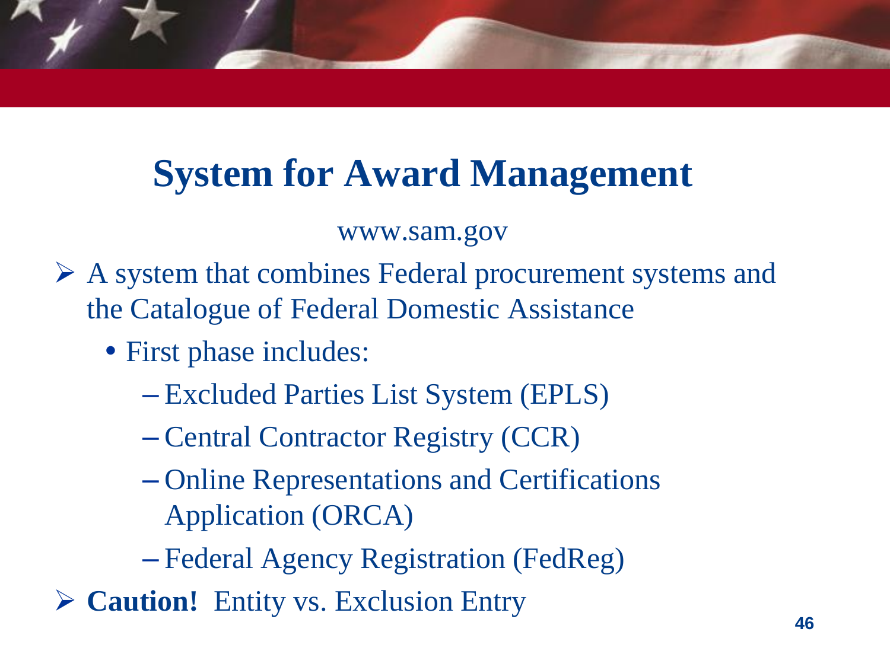# System for Award Management

www.sam.gov

- A system that combines Federal procurement systems and the Catalogue of Federal Domestic Assistance
  - First phase includes:
    - Excluded Parties List System (EPLS)
    - Central Contractor Registry (CCR)
    - Online Representations and Certifications Application (ORCA)
    - Federal Agency Registration (FedReg)
- **Caution!** Entity vs. Exclusion Entry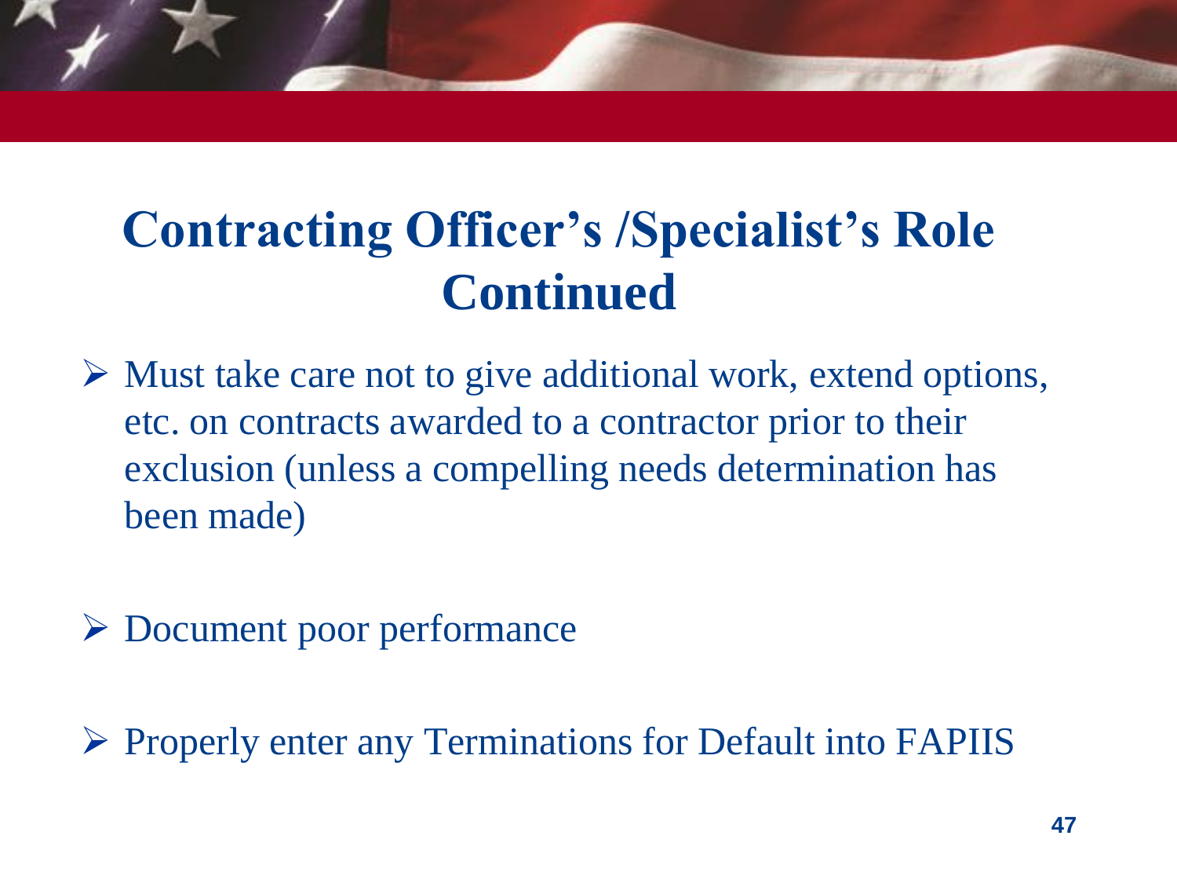# Contracting Officer's /Specialist's Role Continued

- Must take care not to give additional work, extend options, etc. on contracts awarded to a contractor prior to their exclusion (unless a compelling needs determination has been made)
- Document poor performance
- Properly enter any Terminations for Default into FAPIIS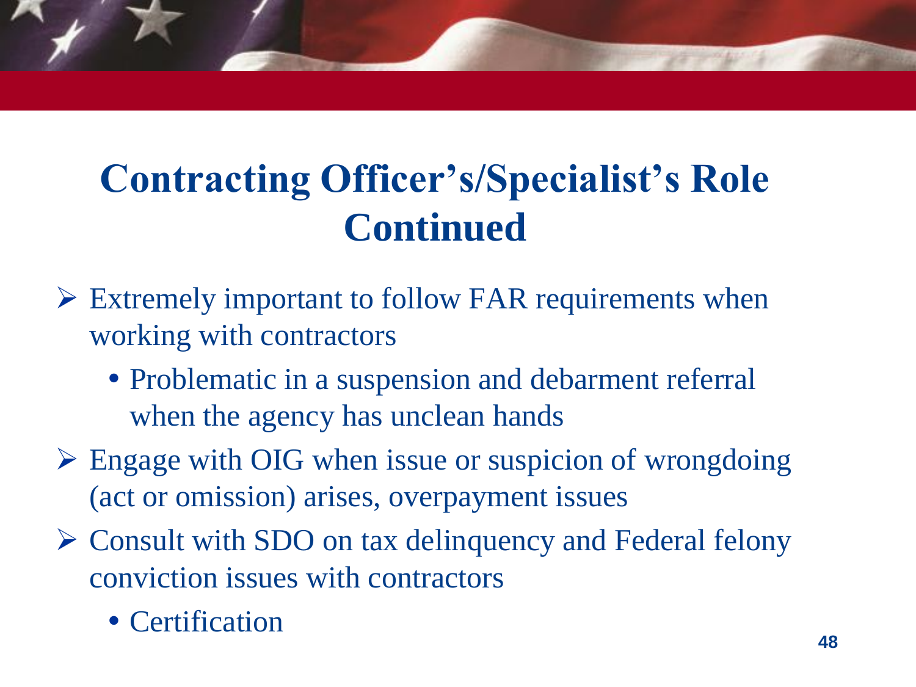# Contracting Officer's/Specialist's Role Continued

- Extremely important to follow FAR requirements when working with contractors
  - Problematic in a suspension and debarment referral when the agency has unclean hands
- Engage with OIG when issue or suspicion of wrongdoing (act or omission) arises, overpayment issues
- Consult with SDO on tax delinquency and Federal felony conviction issues with contractors
  - Certification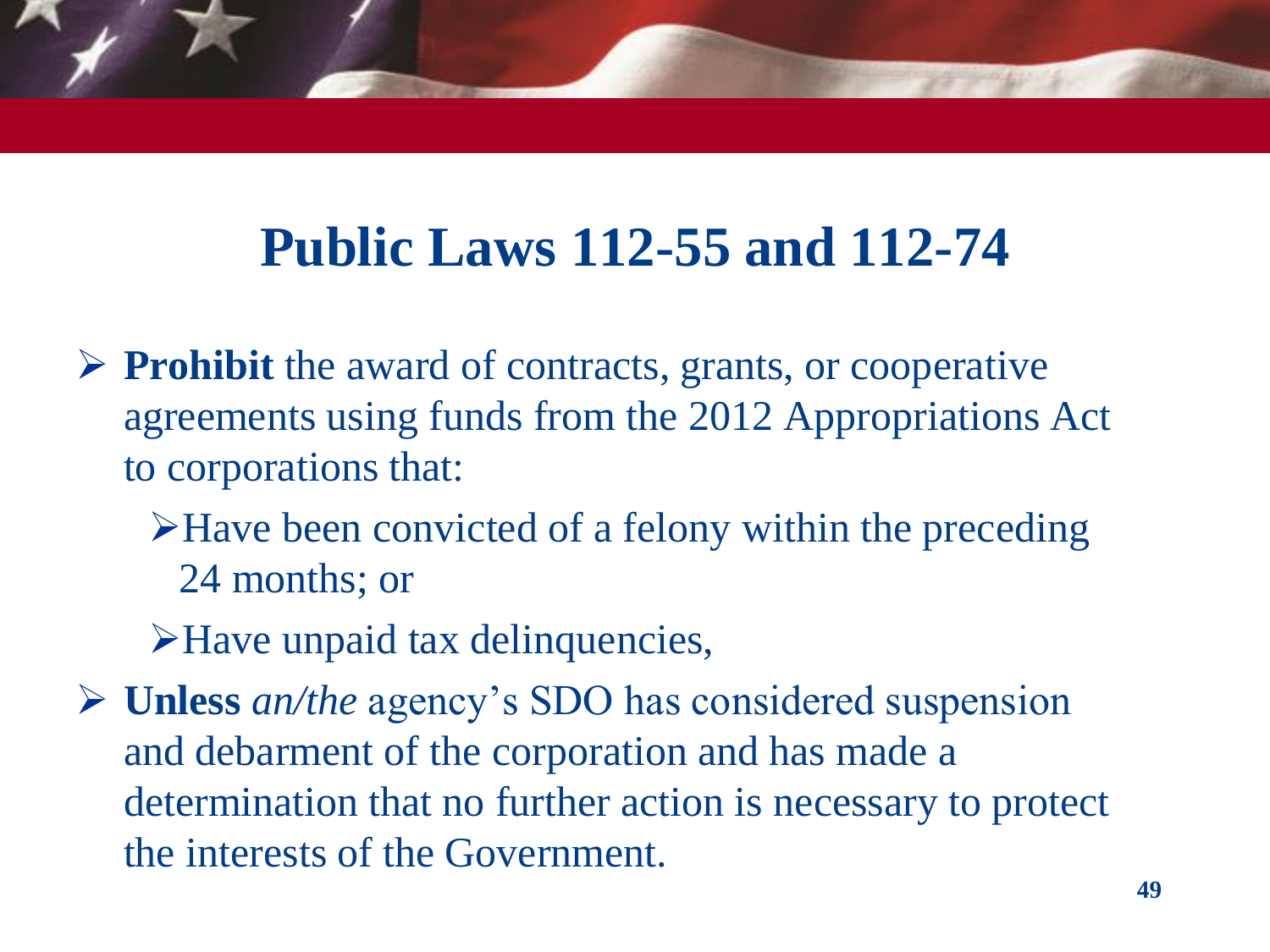# Public Laws 112-55 and 112-74

- **Prohibit** the award of contracts, grants, or cooperative agreements using funds from the 2012 Appropriations Act to corporations that:
  - Have been convicted of a felony within the preceding 24 months; or
  - Have unpaid tax delinquencies,
- **Unless** *an/the* agency's SDO has considered suspension and debarment of the corporation and has made a determination that no further action is necessary to protect the interests of the Government.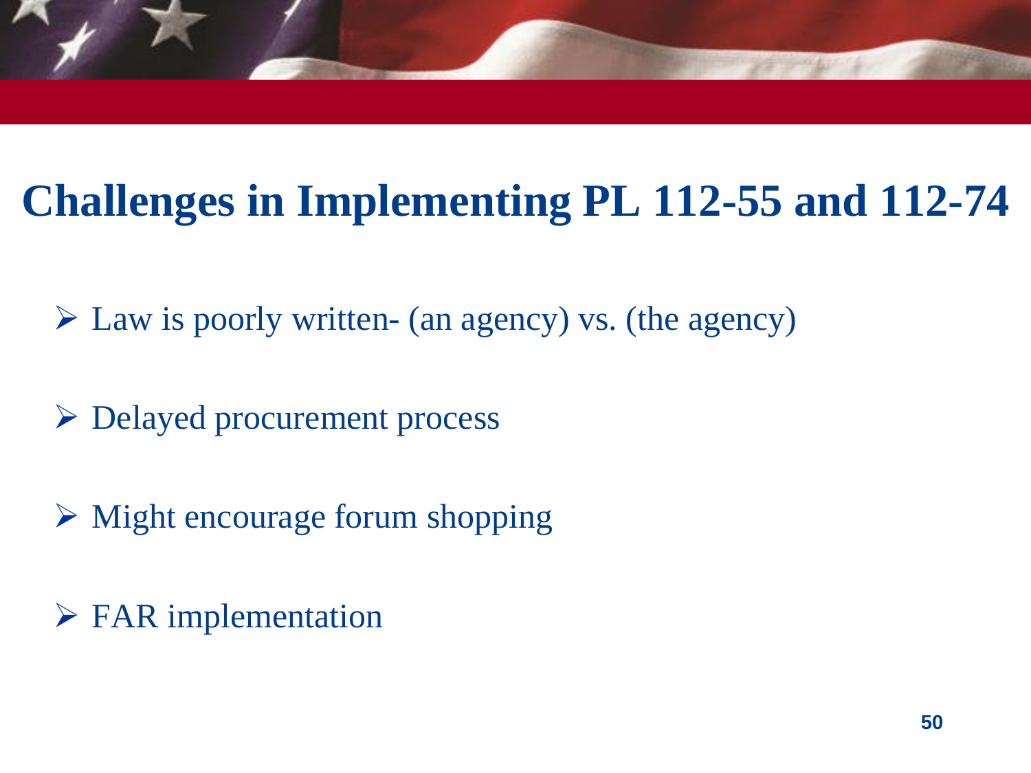# Challenges in Implementing PL 112-55 and 112-74

- Law is poorly written- (an agency) vs. (the agency)
- Delayed procurement process
- Might encourage forum shopping
- FAR implementation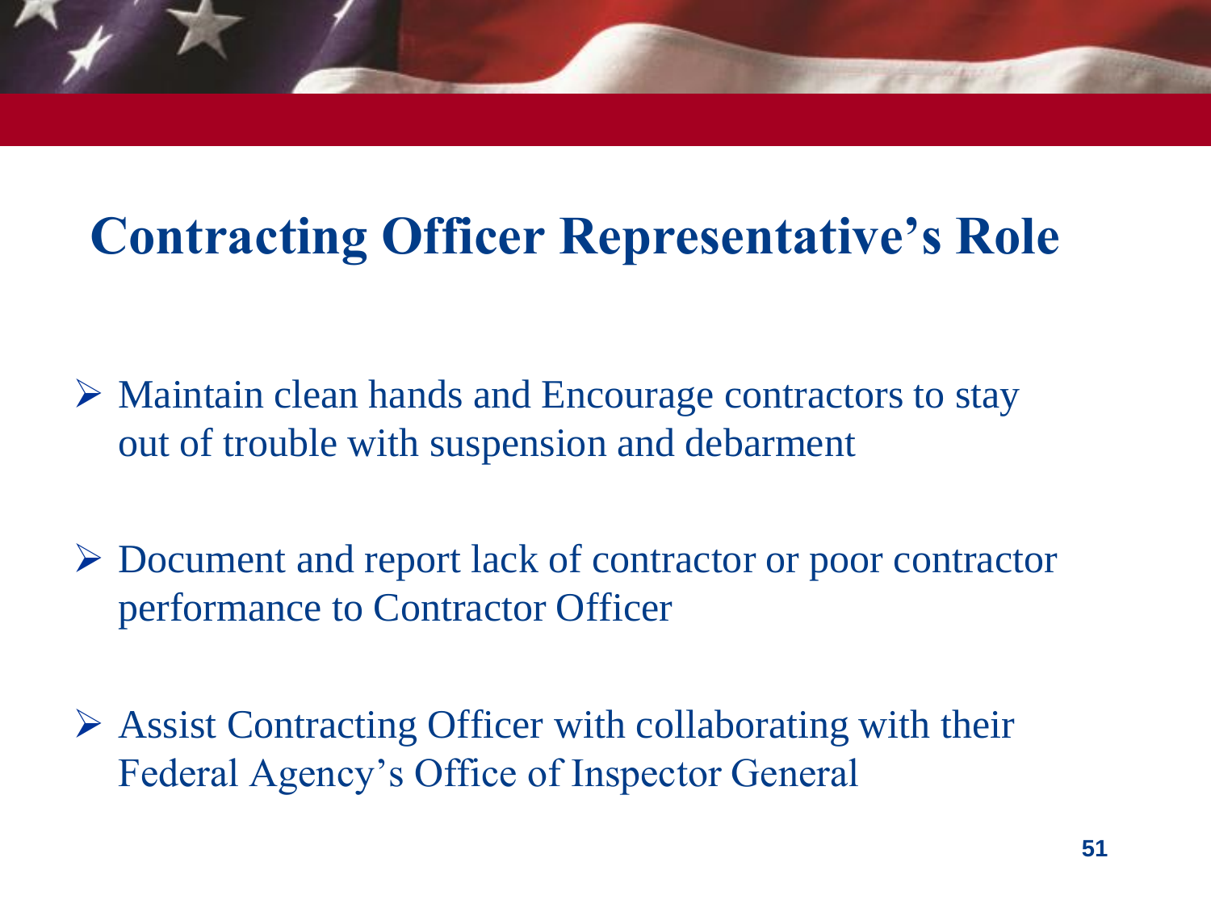# Contracting Officer Representative’s Role

- Maintain clean hands and Encourage contractors to stay out of trouble with suspension and debarment
- Document and report lack of contractor or poor contractor performance to Contractor Officer
- Assist Contracting Officer with collaborating with their Federal Agency’s Office of Inspector General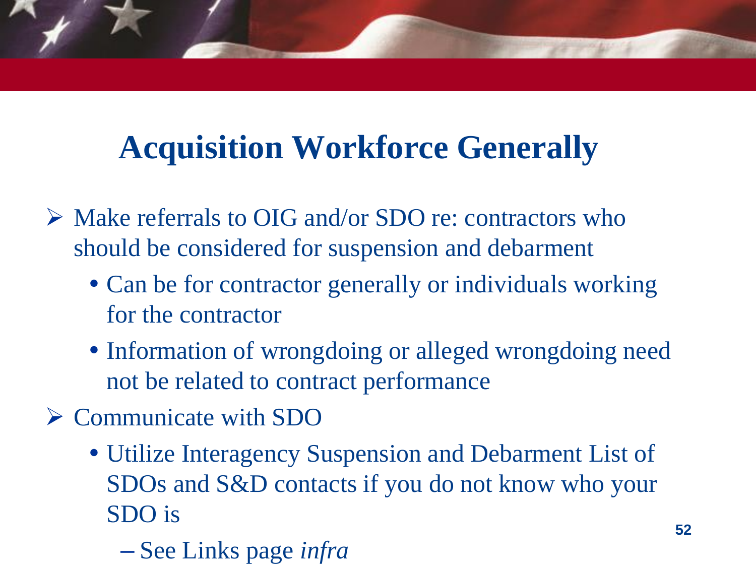# Acquisition Workforce Generally

- Make referrals to OIG and/or SDO re: contractors who should be considered for suspension and debarment
  - Can be for contractor generally or individuals working for the contractor
  - Information of wrongdoing or alleged wrongdoing need not be related to contract performance
- Communicate with SDO
  - Utilize Interagency Suspension and Debarment List of SDOs and S&D contacts if you do not know who your SDO is
    - See Links page *infra*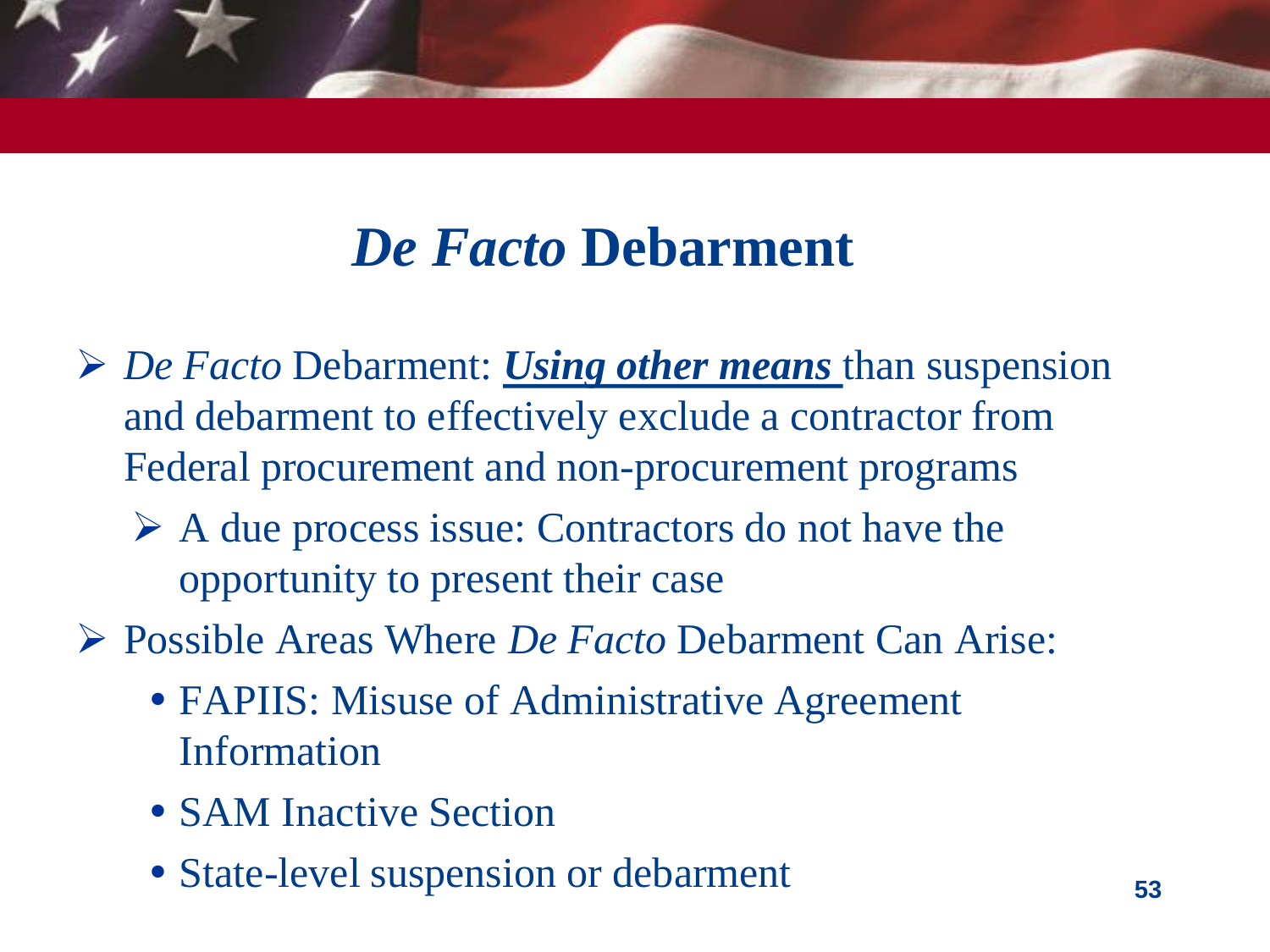# *De Facto* Debarment

- *De Facto* Debarment: ***Using other means*** than suspension and debarment to effectively exclude a contractor from Federal procurement and non-procurement programs
  - A due process issue: Contractors do not have the opportunity to present their case
- Possible Areas Where *De Facto* Debarment Can Arise:
  - FAPIIS: Misuse of Administrative Agreement Information
  - SAM Inactive Section
  - State-level suspension or debarment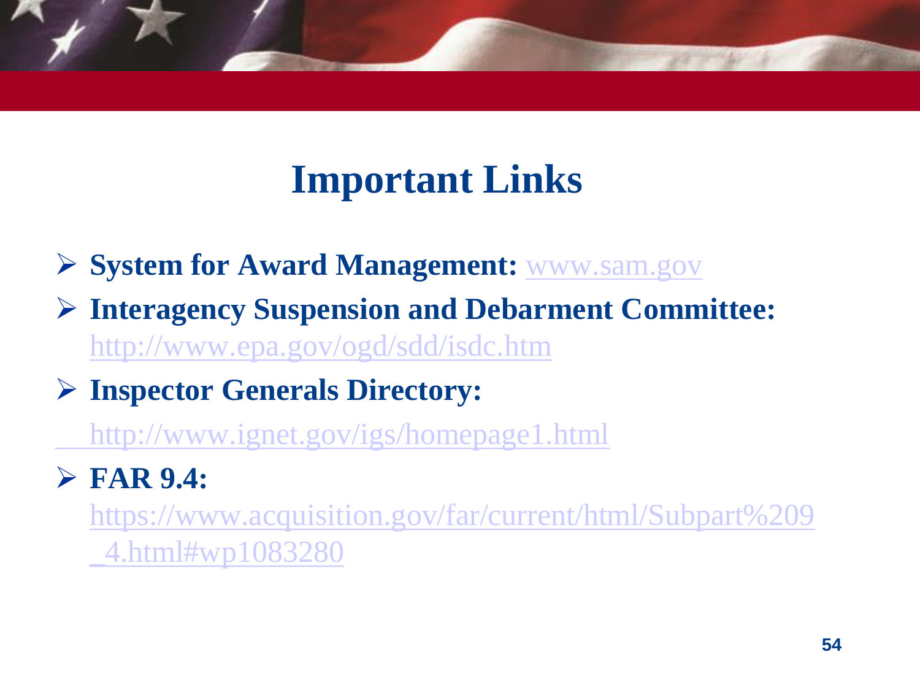# Important Links

- **System for Award Management:** www.sam.gov
- **Interagency Suspension and Debarment Committee:** http://www.epa.gov/ogd/sdd/isdc.htm
- **Inspector Generals Directory:** http://www.ignet.gov/igs/homepage1.html
- **FAR 9.4:** https://www.acquisition.gov/far/current/html/Subpart%209_4.html#wp1083280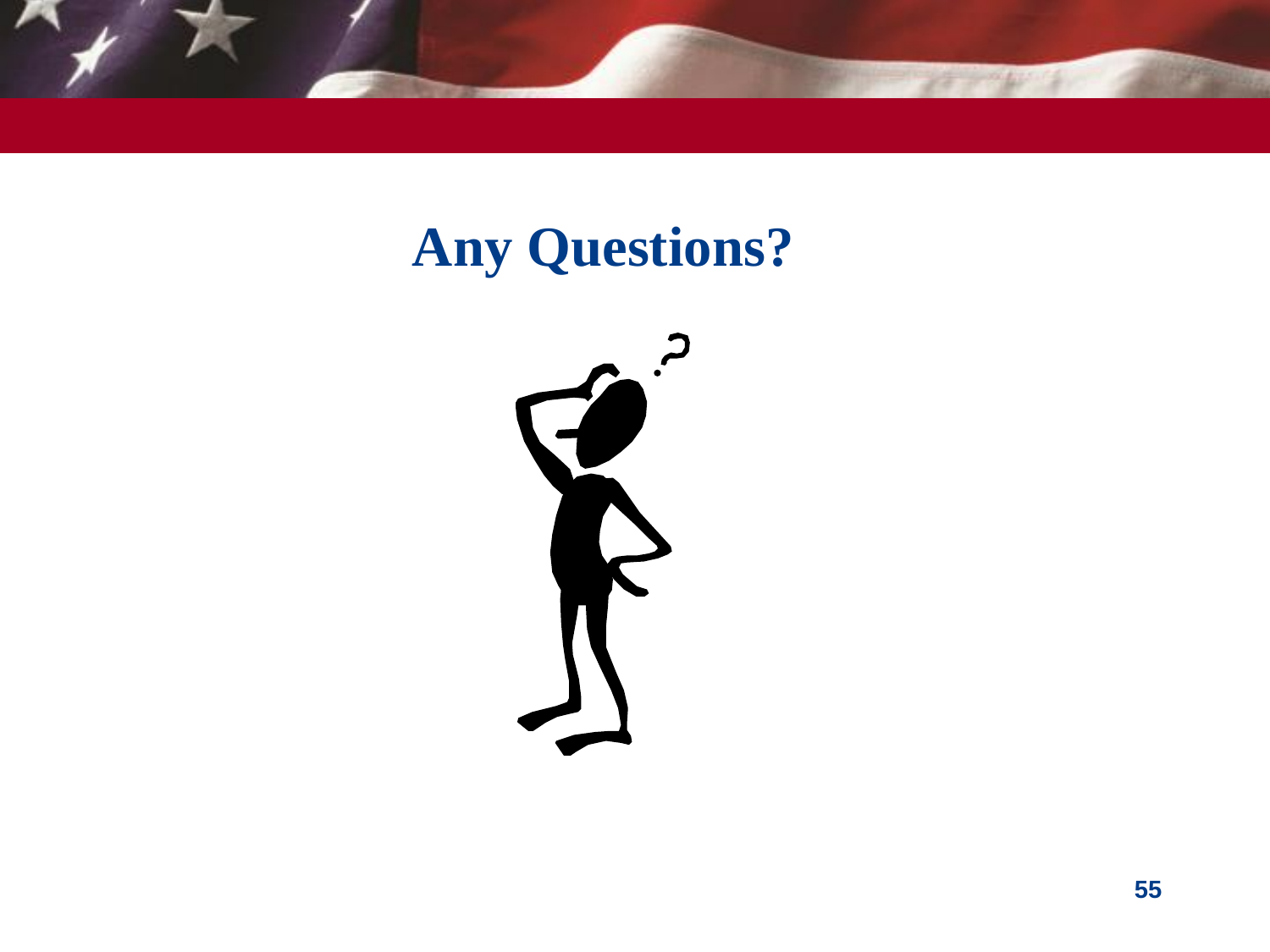# Any Questions?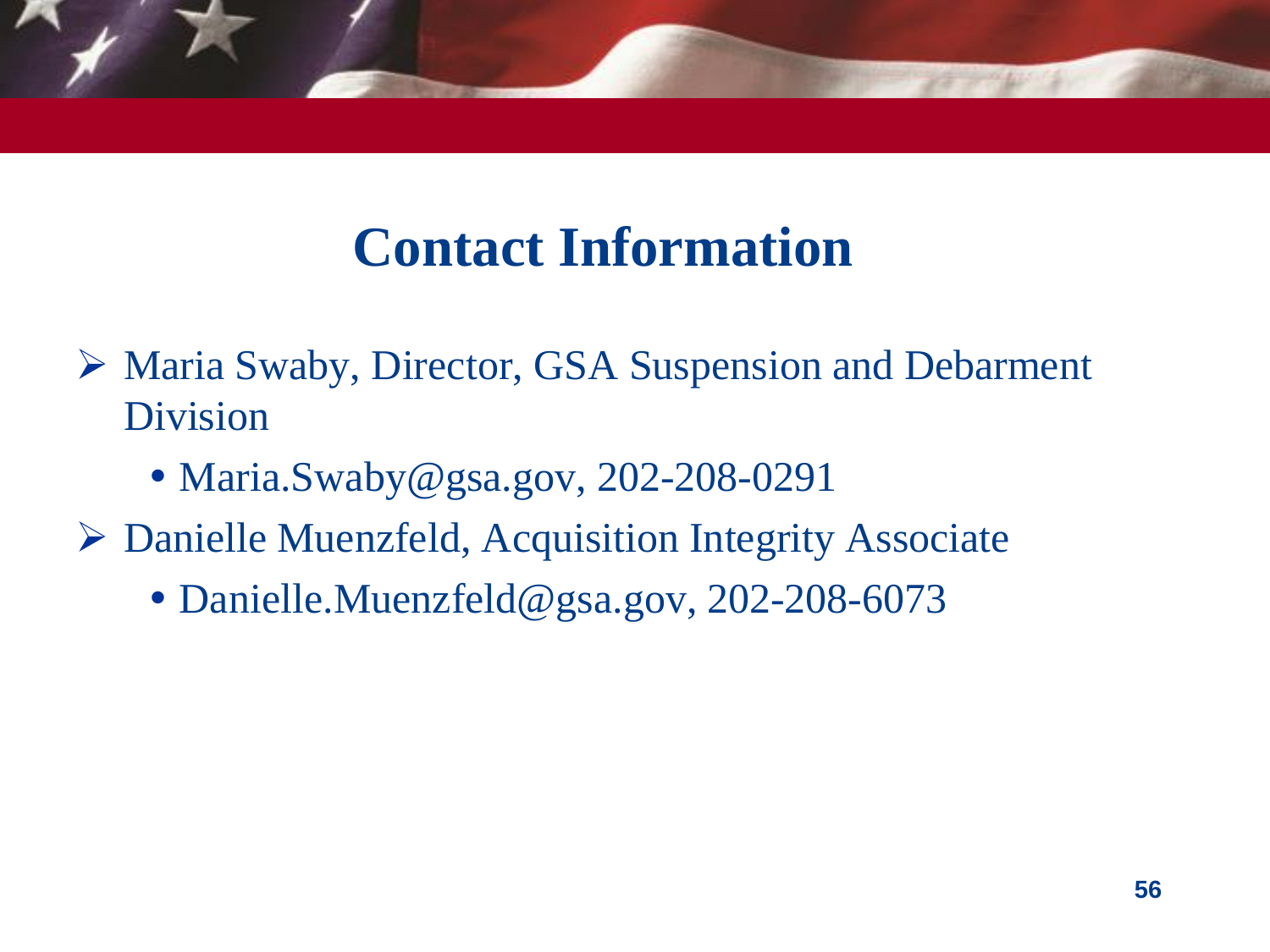# Contact Information

- Maria Swaby, Director, GSA Suspension and Debarment Division
  - Maria.Swaby@gsa.gov, 202-208-0291
- Danielle Muenzfeld, Acquisition Integrity Associate
  - Danielle.Muenzfeld@gsa.gov, 202-208-6073